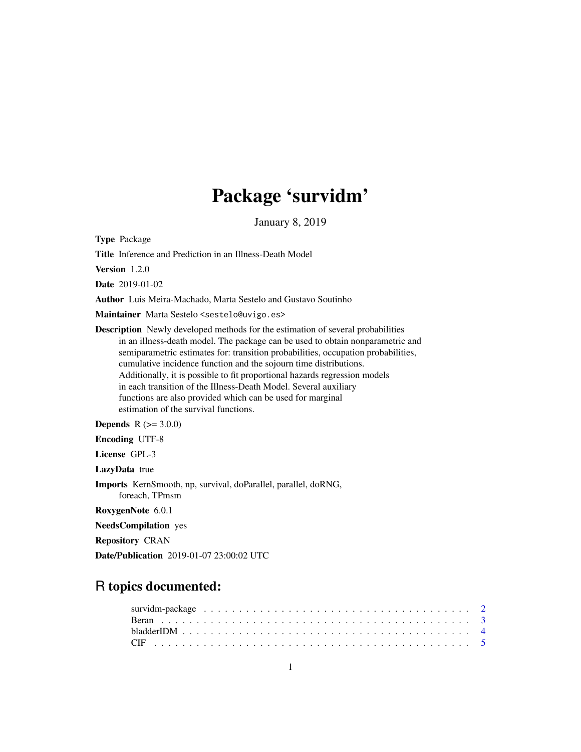# Package 'survidm'

January 8, 2019

**Type** Package

**Title** Inference and Prediction in an Illness-Death Model

**Version** 1.2.0

**Date** 2019-01-02

**Author** Luis Meira-Machado, Marta Sestelo and Gustavo Soutinho

**Maintainer** Marta Sestelo <sestelo@uvigo.es>

**Description** Newly developed methods for the estimation of several probabilities in an illness-death model. The package can be used to obtain nonparametric and semiparametric estimates for: transition probabilities, occupation probabilities, cumulative incidence function and the sojourn time distributions. Additionally, it is possible to fit proportional hazards regression models in each transition of the Illness-Death Model. Several auxiliary functions are also provided which can be used for marginal estimation of the survival functions.

**Depends** R (>= 3.0.0)

**Encoding** UTF-8

**License** GPL-3

**LazyData** true

**Imports** KernSmooth, np, survival, doParallel, parallel, doRNG, foreach, TPmsm

**RoxygenNote** 6.0.1

**NeedsCompilation** yes

**Repository** CRAN

**Date/Publication** 2019-01-07 23:00:02 UTC

## R topics documented:

survidm-package . . . . . . . . . . . . . . . . . . . . . . . . . . . . . . . . . . . . . . 2
Beran . . . . . . . . . . . . . . . . . . . . . . . . . . . . . . . . . . . . . . . . . . . . 3
bladderIDM . . . . . . . . . . . . . . . . . . . . . . . . . . . . . . . . . . . . . . . . . 4
CIF . . . . . . . . . . . . . . . . . . . . . . . . . . . . . . . . . . . . . . . . . . . . . 5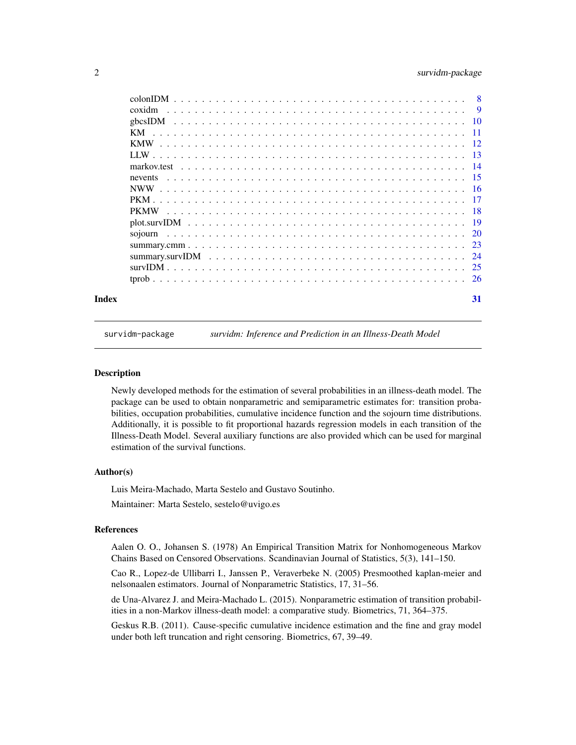| | |
|---|---|
| colonIDM | 8 |
| coxidm | 9 |
| gbcsIDM | 10 |
| KM | 11 |
| KMW | 12 |
| LLW | 13 |
| markov.test | 14 |
| nevents | 15 |
| NWW | 16 |
| PKM | 17 |
| PKMW | 18 |
| plot.survIDM | 19 |
| sojourn | 20 |
| summary.cmm | 23 |
| summary.survIDM | 24 |
| survIDM | 25 |
| tprob | 26 |

**Index** 31

---

## survidm-package — *survidm: Inference and Prediction in an Illness-Death Model*

### Description

Newly developed methods for the estimation of several probabilities in an illness-death model. The package can be used to obtain nonparametric and semiparametric estimates for: transition probabilities, occupation probabilities, cumulative incidence function and the sojourn time distributions. Additionally, it is possible to fit proportional hazards regression models in each transition of the Illness-Death Model. Several auxiliary functions are also provided which can be used for marginal estimation of the survival functions.

### Author(s)

Luis Meira-Machado, Marta Sestelo and Gustavo Soutinho.

Maintainer: Marta Sestelo, sestelo@uvigo.es

### References

Aalen O. O., Johansen S. (1978) An Empirical Transition Matrix for Nonhomogeneous Markov Chains Based on Censored Observations. Scandinavian Journal of Statistics, 5(3), 141–150.

Cao R., Lopez-de Ullibarri I., Janssen P., Veraverbeke N. (2005) Presmoothed kaplan-meier and nelsonaalen estimators. Journal of Nonparametric Statistics, 17, 31–56.

de Una-Alvarez J. and Meira-Machado L. (2015). Nonparametric estimation of transition probabilities in a non-Markov illness-death model: a comparative study. Biometrics, 71, 364–375.

Geskus R.B. (2011). Cause-specific cumulative incidence estimation and the fine and gray model under both left truncation and right censoring. Biometrics, 67, 39–49.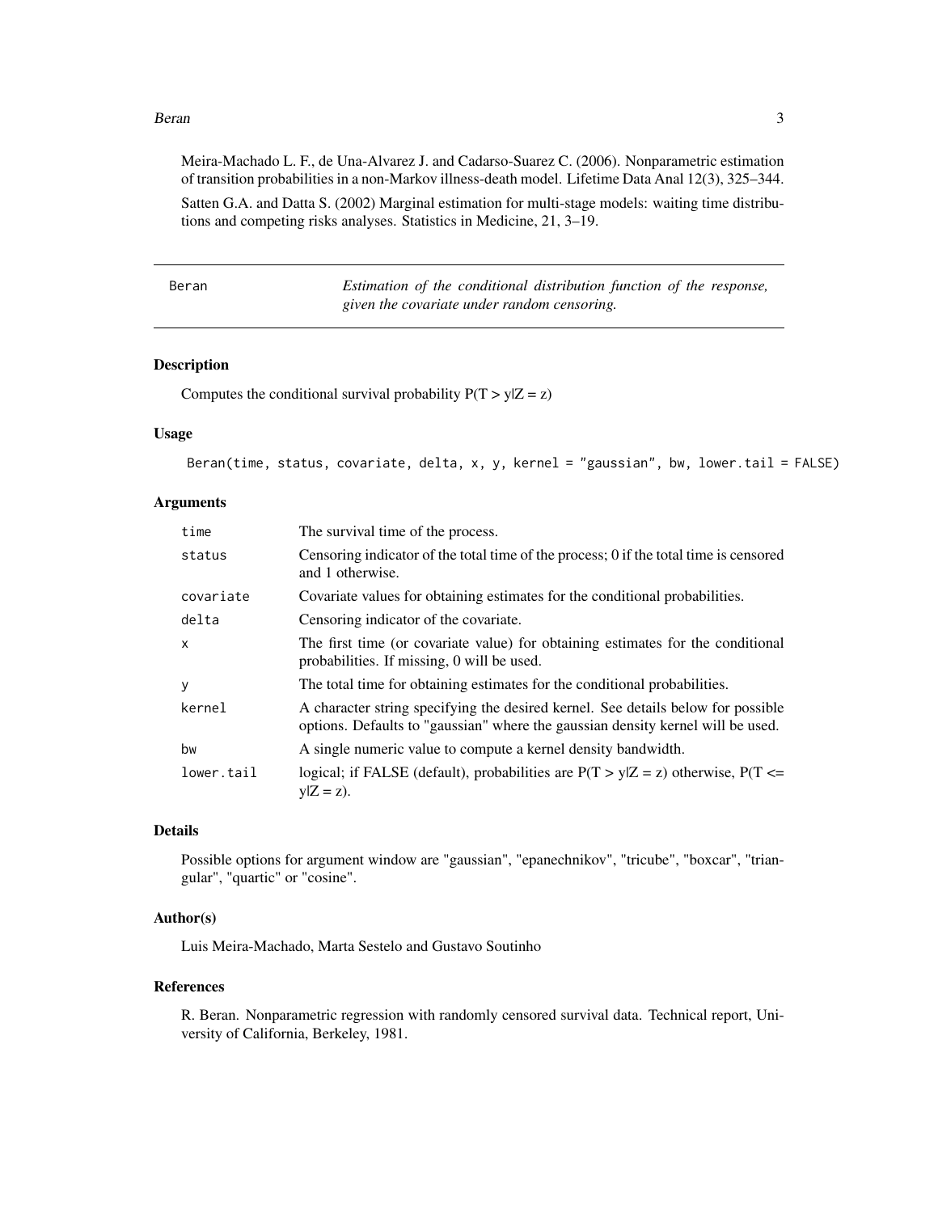Meira-Machado L. F., de Una-Alvarez J. and Cadarso-Suarez C. (2006). Nonparametric estimation of transition probabilities in a non-Markov illness-death model. Lifetime Data Anal 12(3), 325–344.

Satten G.A. and Datta S. (2002) Marginal estimation for multi-stage models: waiting time distributions and competing risks analyses. Statistics in Medicine, 21, 3–19.

---

## Beran — *Estimation of the conditional distribution function of the response, given the covariate under random censoring.*

### Description

Computes the conditional survival probability P(T > y|Z = z)

### Usage

```
Beran(time, status, covariate, delta, x, y, kernel = "gaussian", bw, lower.tail = FALSE)
```

### Arguments

| | |
|---|---|
| `time` | The survival time of the process. |
| `status` | Censoring indicator of the total time of the process; 0 if the total time is censored and 1 otherwise. |
| `covariate` | Covariate values for obtaining estimates for the conditional probabilities. |
| `delta` | Censoring indicator of the covariate. |
| `x` | The first time (or covariate value) for obtaining estimates for the conditional probabilities. If missing, 0 will be used. |
| `y` | The total time for obtaining estimates for the conditional probabilities. |
| `kernel` | A character string specifying the desired kernel. See details below for possible options. Defaults to "gaussian" where the gaussian density kernel will be used. |
| `bw` | A single numeric value to compute a kernel density bandwidth. |
| `lower.tail` | logical; if FALSE (default), probabilities are P(T > y|Z = z) otherwise, P(T <= y|Z = z). |

### Details

Possible options for argument window are "gaussian", "epanechnikov", "tricube", "boxcar", "triangular", "quartic" or "cosine".

### Author(s)

Luis Meira-Machado, Marta Sestelo and Gustavo Soutinho

### References

R. Beran. Nonparametric regression with randomly censored survival data. Technical report, University of California, Berkeley, 1981.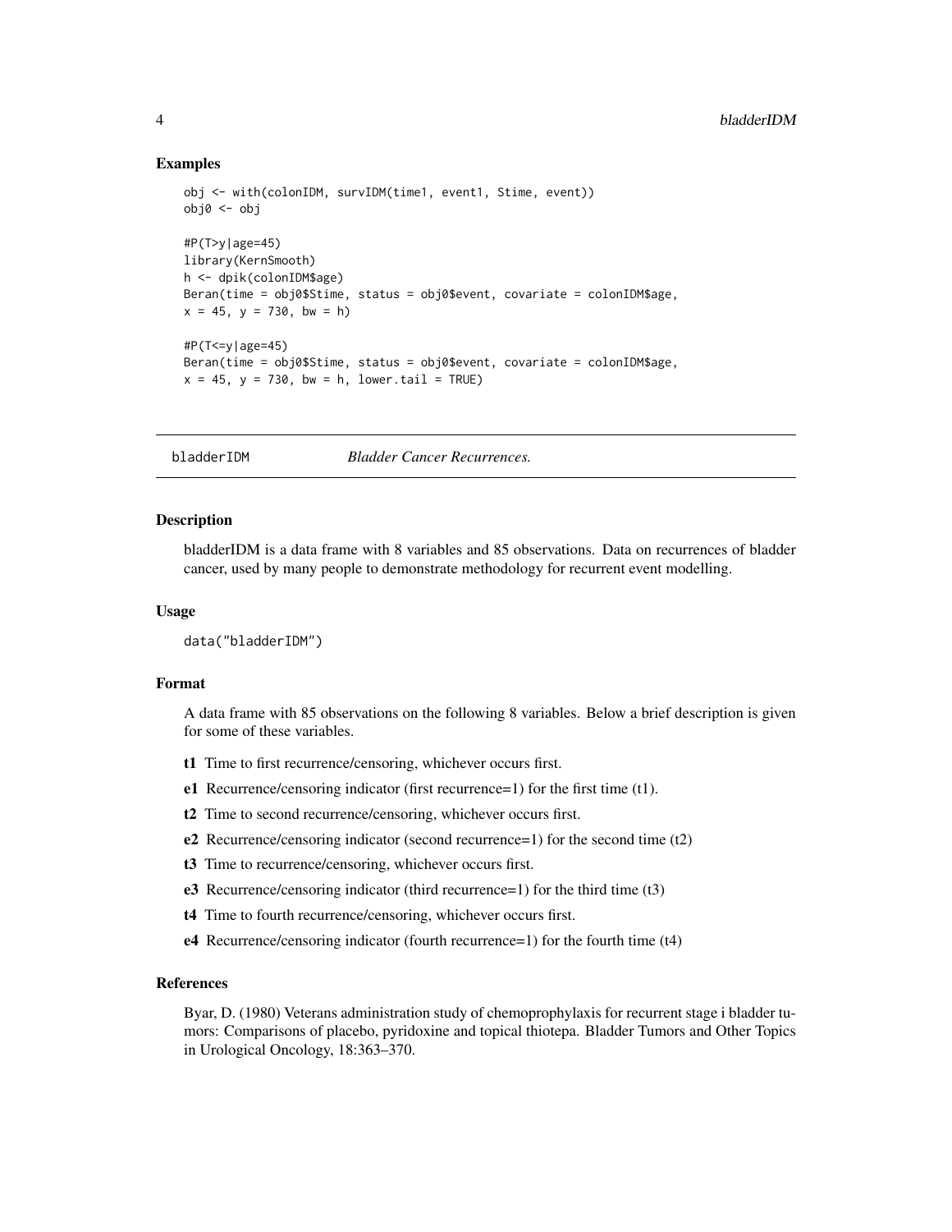### Examples

```
obj <- with(colonIDM, survIDM(time1, event1, Stime, event))
obj0 <- obj

#P(T>y|age=45)
library(KernSmooth)
h <- dpik(colonIDM$age)
Beran(time = obj0$Stime, status = obj0$event, covariate = colonIDM$age,
x = 45, y = 730, bw = h)

#P(T<=y|age=45)
Beran(time = obj0$Stime, status = obj0$event, covariate = colonIDM$age,
x = 45, y = 730, bw = h, lower.tail = TRUE)
```

---

## bladderIDM — *Bladder Cancer Recurrences.*

### Description

bladderIDM is a data frame with 8 variables and 85 observations. Data on recurrences of bladder cancer, used by many people to demonstrate methodology for recurrent event modelling.

### Usage

```
data("bladderIDM")
```

### Format

A data frame with 85 observations on the following 8 variables. Below a brief description is given for some of these variables.

**t1** Time to first recurrence/censoring, whichever occurs first.

**e1** Recurrence/censoring indicator (first recurrence=1) for the first time (t1).

**t2** Time to second recurrence/censoring, whichever occurs first.

**e2** Recurrence/censoring indicator (second recurrence=1) for the second time (t2)

**t3** Time to recurrence/censoring, whichever occurs first.

**e3** Recurrence/censoring indicator (third recurrence=1) for the third time (t3)

**t4** Time to fourth recurrence/censoring, whichever occurs first.

**e4** Recurrence/censoring indicator (fourth recurrence=1) for the fourth time (t4)

### References

Byar, D. (1980) Veterans administration study of chemoprophylaxis for recurrent stage i bladder tumors: Comparisons of placebo, pyridoxine and topical thiotepa. Bladder Tumors and Other Topics in Urological Oncology, 18:363–370.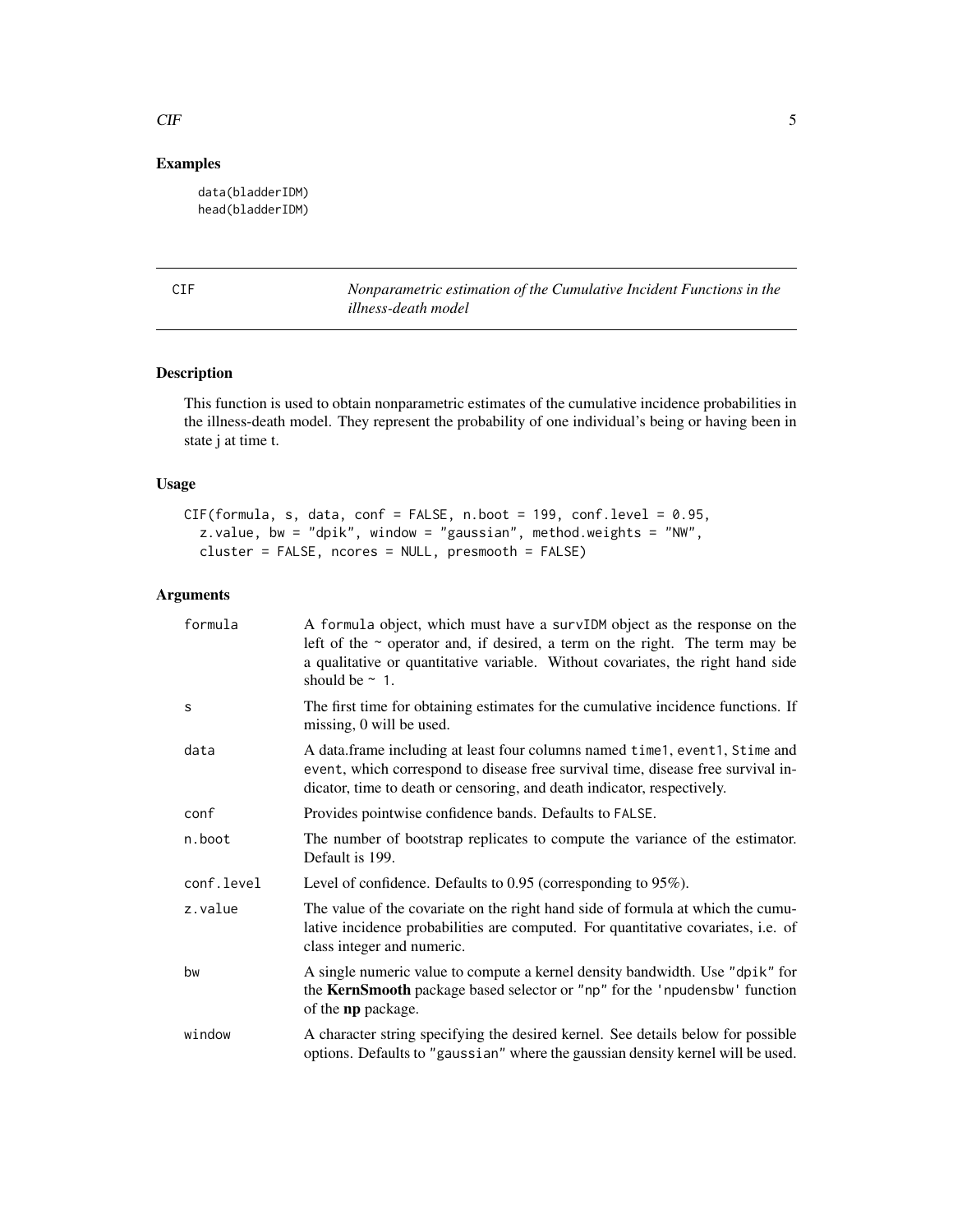## Examples

```
data(bladderIDM)
head(bladderIDM)
```

---

CIF — *Nonparametric estimation of the Cumulative Incident Functions in the illness-death model*

---

## Description

This function is used to obtain nonparametric estimates of the cumulative incidence probabilities in the illness-death model. They represent the probability of one individual's being or having been in state j at time t.

## Usage

```
CIF(formula, s, data, conf = FALSE, n.boot = 199, conf.level = 0.95,
  z.value, bw = "dpik", window = "gaussian", method.weights = "NW",
  cluster = FALSE, ncores = NULL, presmooth = FALSE)
```

## Arguments

| | |
|---|---|
| formula | A formula object, which must have a survIDM object as the response on the left of the ~ operator and, if desired, a term on the right. The term may be a qualitative or quantitative variable. Without covariates, the right hand side should be ~ 1. |
| s | The first time for obtaining estimates for the cumulative incidence functions. If missing, 0 will be used. |
| data | A data.frame including at least four columns named time1, event1, Stime and event, which correspond to disease free survival time, disease free survival indicator, time to death or censoring, and death indicator, respectively. |
| conf | Provides pointwise confidence bands. Defaults to FALSE. |
| n.boot | The number of bootstrap replicates to compute the variance of the estimator. Default is 199. |
| conf.level | Level of confidence. Defaults to 0.95 (corresponding to 95%). |
| z.value | The value of the covariate on the right hand side of formula at which the cumulative incidence probabilities are computed. For quantitative covariates, i.e. of class integer and numeric. |
| bw | A single numeric value to compute a kernel density bandwidth. Use "dpik" for the **KernSmooth** package based selector or "np" for the 'npudensbw' function of the **np** package. |
| window | A character string specifying the desired kernel. See details below for possible options. Defaults to "gaussian" where the gaussian density kernel will be used. |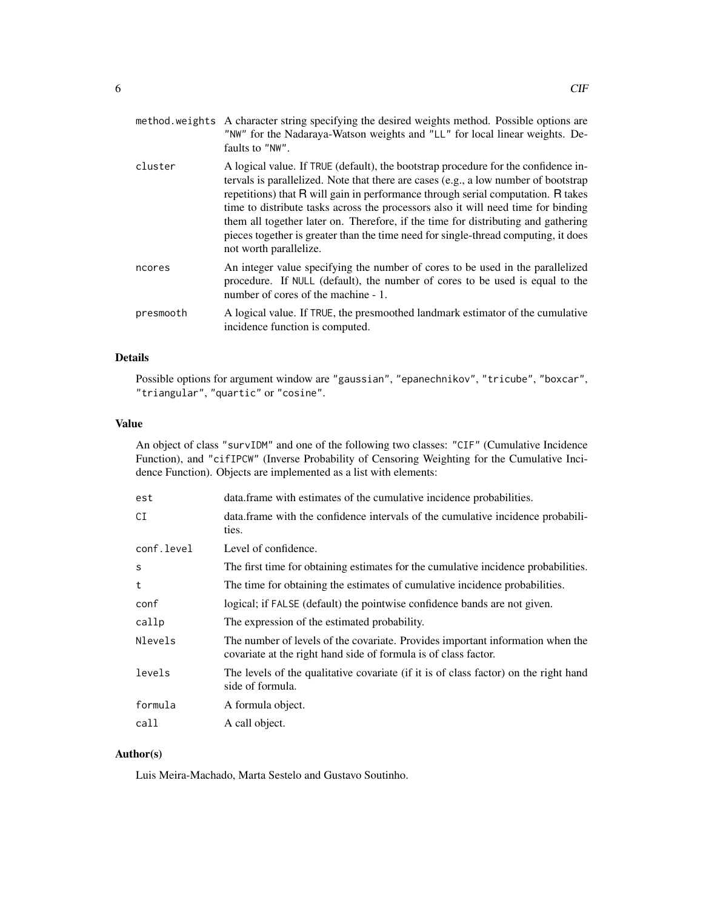| | |
|---|---|
| `method.weights` | A character string specifying the desired weights method. Possible options are "NW" for the Nadaraya-Watson weights and "LL" for local linear weights. Defaults to "NW". |
| `cluster` | A logical value. If TRUE (default), the bootstrap procedure for the confidence intervals is parallelized. Note that there are cases (e.g., a low number of bootstrap repetitions) that R will gain in performance through serial computation. R takes time to distribute tasks across the processors also it will need time for binding them all together later on. Therefore, if the time for distributing and gathering pieces together is greater than the time need for single-thread computing, it does not worth parallelize. |
| `ncores` | An integer value specifying the number of cores to be used in the parallelized procedure. If NULL (default), the number of cores to be used is equal to the number of cores of the machine - 1. |
| `presmooth` | A logical value. If TRUE, the presmoothed landmark estimator of the cumulative incidence function is computed. |

## Details

Possible options for argument window are "gaussian", "epanechnikov", "tricube", "boxcar", "triangular", "quartic" or "cosine".

## Value

An object of class "survIDM" and one of the following two classes: "CIF" (Cumulative Incidence Function), and "cifIPCW" (Inverse Probability of Censoring Weighting for the Cumulative Incidence Function). Objects are implemented as a list with elements:

| | |
|---|---|
| `est` | data.frame with estimates of the cumulative incidence probabilities. |
| `CI` | data.frame with the confidence intervals of the cumulative incidence probabilities. |
| `conf.level` | Level of confidence. |
| `s` | The first time for obtaining estimates for the cumulative incidence probabilities. |
| `t` | The time for obtaining the estimates of cumulative incidence probabilities. |
| `conf` | logical; if FALSE (default) the pointwise confidence bands are not given. |
| `callp` | The expression of the estimated probability. |
| `Nlevels` | The number of levels of the covariate. Provides important information when the covariate at the right hand side of formula is of class factor. |
| `levels` | The levels of the qualitative covariate (if it is of class factor) on the right hand side of formula. |
| `formula` | A formula object. |
| `call` | A call object. |

## Author(s)

Luis Meira-Machado, Marta Sestelo and Gustavo Soutinho.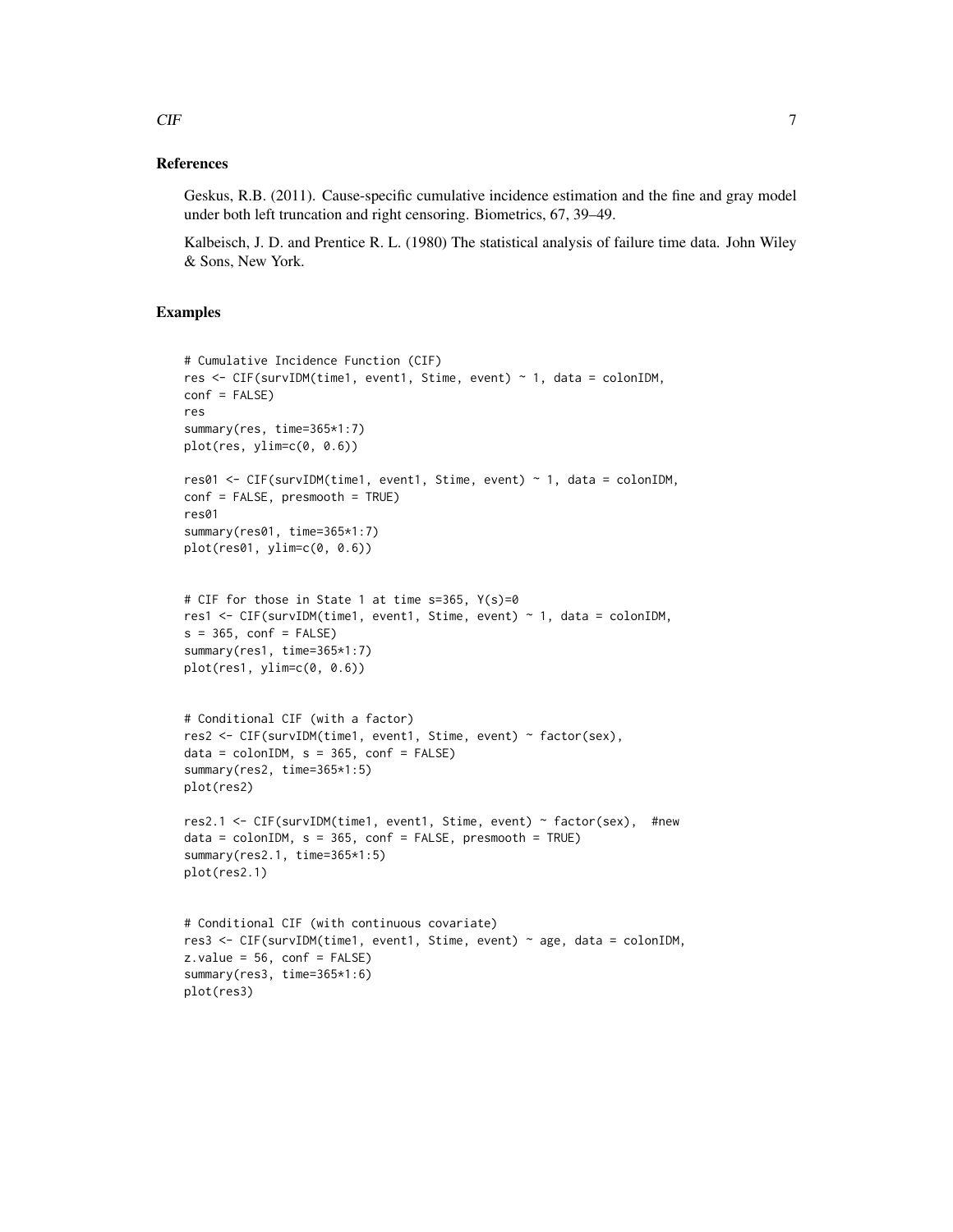## References

Geskus, R.B. (2011). Cause-specific cumulative incidence estimation and the fine and gray model under both left truncation and right censoring. Biometrics, 67, 39–49.

Kalbeisch, J. D. and Prentice R. L. (1980) The statistical analysis of failure time data. John Wiley & Sons, New York.

## Examples

```
# Cumulative Incidence Function (CIF)
res <- CIF(survIDM(time1, event1, Stime, event) ~ 1, data = colonIDM,
conf = FALSE)
res
summary(res, time=365*1:7)
plot(res, ylim=c(0, 0.6))

res01 <- CIF(survIDM(time1, event1, Stime, event) ~ 1, data = colonIDM,
conf = FALSE, presmooth = TRUE)
res01
summary(res01, time=365*1:7)
plot(res01, ylim=c(0, 0.6))


# CIF for those in State 1 at time s=365, Y(s)=0
res1 <- CIF(survIDM(time1, event1, Stime, event) ~ 1, data = colonIDM,
s = 365, conf = FALSE)
summary(res1, time=365*1:7)
plot(res1, ylim=c(0, 0.6))


# Conditional CIF (with a factor)
res2 <- CIF(survIDM(time1, event1, Stime, event) ~ factor(sex),
data = colonIDM, s = 365, conf = FALSE)
summary(res2, time=365*1:5)
plot(res2)

res2.1 <- CIF(survIDM(time1, event1, Stime, event) ~ factor(sex),  #new
data = colonIDM, s = 365, conf = FALSE, presmooth = TRUE)
summary(res2.1, time=365*1:5)
plot(res2.1)


# Conditional CIF (with continuous covariate)
res3 <- CIF(survIDM(time1, event1, Stime, event) ~ age, data = colonIDM,
z.value = 56, conf = FALSE)
summary(res3, time=365*1:6)
plot(res3)
```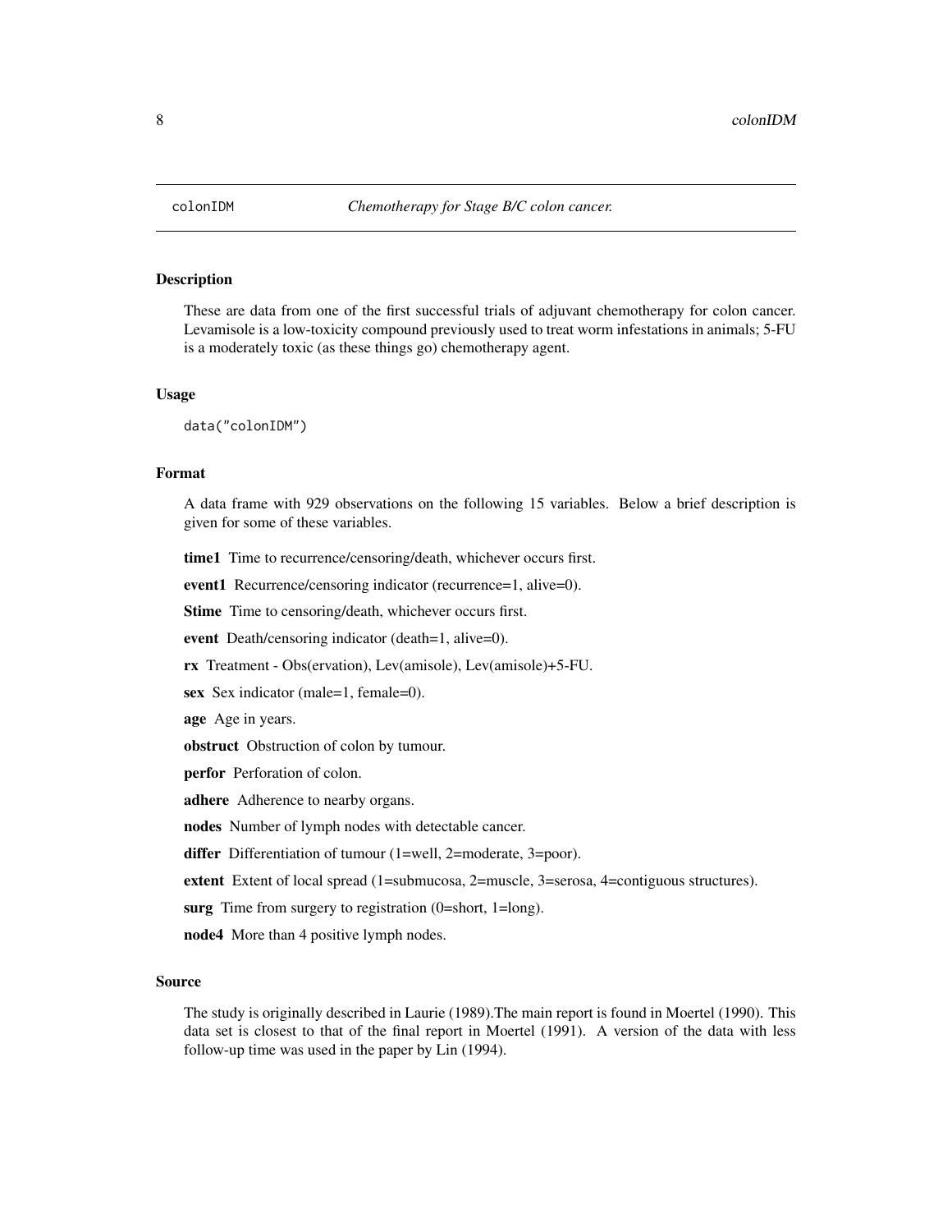# colonIDM *Chemotherapy for Stage B/C colon cancer.*

## Description

These are data from one of the first successful trials of adjuvant chemotherapy for colon cancer. Levamisole is a low-toxicity compound previously used to treat worm infestations in animals; 5-FU is a moderately toxic (as these things go) chemotherapy agent.

## Usage

```
data("colonIDM")
```

## Format

A data frame with 929 observations on the following 15 variables. Below a brief description is given for some of these variables.

**time1** Time to recurrence/censoring/death, whichever occurs first.

**event1** Recurrence/censoring indicator (recurrence=1, alive=0).

**Stime** Time to censoring/death, whichever occurs first.

**event** Death/censoring indicator (death=1, alive=0).

**rx** Treatment - Obs(ervation), Lev(amisole), Lev(amisole)+5-FU.

**sex** Sex indicator (male=1, female=0).

**age** Age in years.

**obstruct** Obstruction of colon by tumour.

**perfor** Perforation of colon.

**adhere** Adherence to nearby organs.

**nodes** Number of lymph nodes with detectable cancer.

**differ** Differentiation of tumour (1=well, 2=moderate, 3=poor).

**extent** Extent of local spread (1=submucosa, 2=muscle, 3=serosa, 4=contiguous structures).

**surg** Time from surgery to registration (0=short, 1=long).

**node4** More than 4 positive lymph nodes.

## Source

The study is originally described in Laurie (1989).The main report is found in Moertel (1990). This data set is closest to that of the final report in Moertel (1991). A version of the data with less follow-up time was used in the paper by Lin (1994).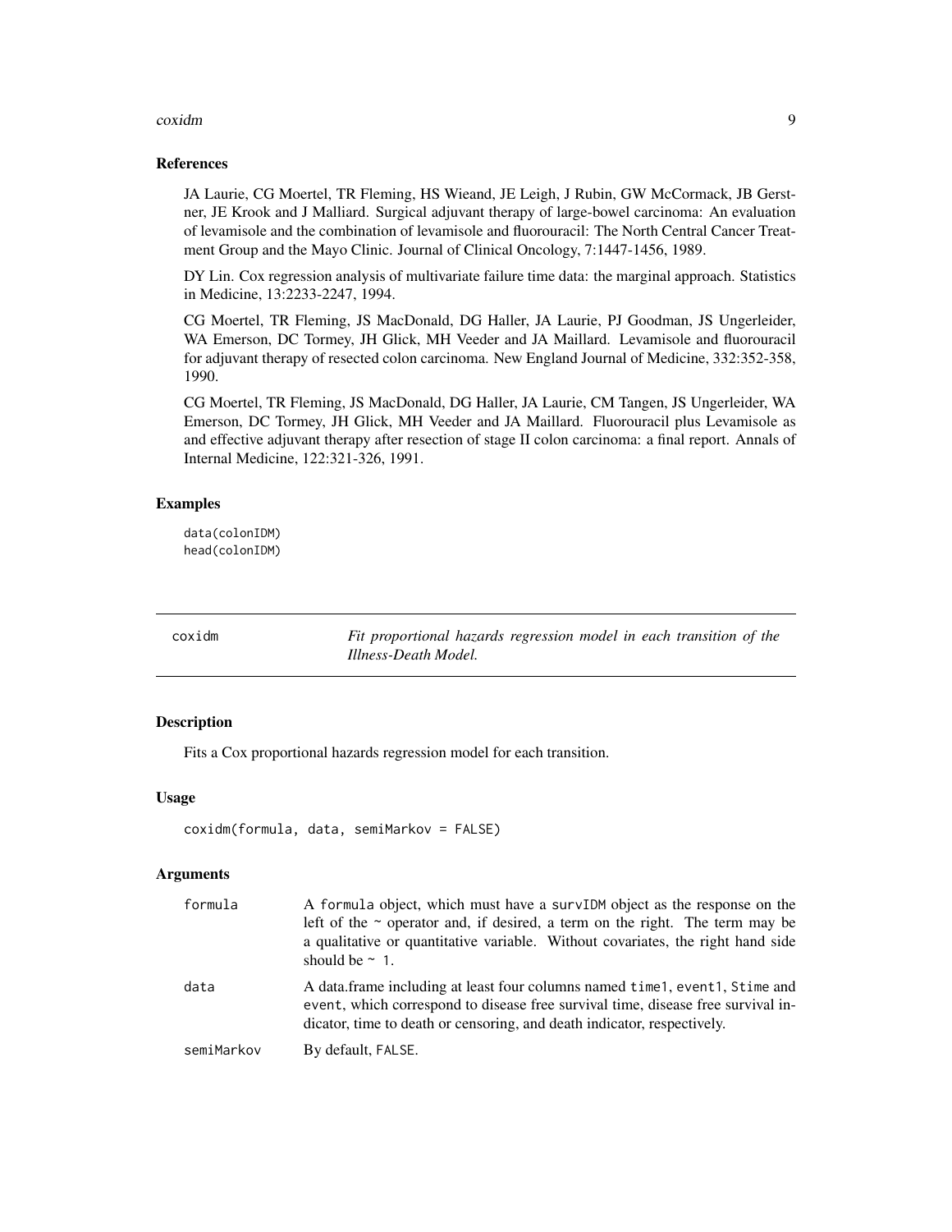### References

JA Laurie, CG Moertel, TR Fleming, HS Wieand, JE Leigh, J Rubin, GW McCormack, JB Gerstner, JE Krook and J Malliard. Surgical adjuvant therapy of large-bowel carcinoma: An evaluation of levamisole and the combination of levamisole and fluorouracil: The North Central Cancer Treatment Group and the Mayo Clinic. Journal of Clinical Oncology, 7:1447-1456, 1989.

DY Lin. Cox regression analysis of multivariate failure time data: the marginal approach. Statistics in Medicine, 13:2233-2247, 1994.

CG Moertel, TR Fleming, JS MacDonald, DG Haller, JA Laurie, PJ Goodman, JS Ungerleider, WA Emerson, DC Tormey, JH Glick, MH Veeder and JA Maillard. Levamisole and fluorouracil for adjuvant therapy of resected colon carcinoma. New England Journal of Medicine, 332:352-358, 1990.

CG Moertel, TR Fleming, JS MacDonald, DG Haller, JA Laurie, CM Tangen, JS Ungerleider, WA Emerson, DC Tormey, JH Glick, MH Veeder and JA Maillard. Fluorouracil plus Levamisole as and effective adjuvant therapy after resection of stage II colon carcinoma: a final report. Annals of Internal Medicine, 122:321-326, 1991.

### Examples

```
data(colonIDM)
head(colonIDM)
```

---

## coxidm — *Fit proportional hazards regression model in each transition of the Illness-Death Model.*

---

### Description

Fits a Cox proportional hazards regression model for each transition.

### Usage

```
coxidm(formula, data, semiMarkov = FALSE)
```

### Arguments

| | |
|---|---|
| formula | A formula object, which must have a survIDM object as the response on the left of the ~ operator and, if desired, a term on the right. The term may be a qualitative or quantitative variable. Without covariates, the right hand side should be ~ 1. |
| data | A data.frame including at least four columns named time1, event1, Stime and event, which correspond to disease free survival time, disease free survival indicator, time to death or censoring, and death indicator, respectively. |
| semiMarkov | By default, FALSE. |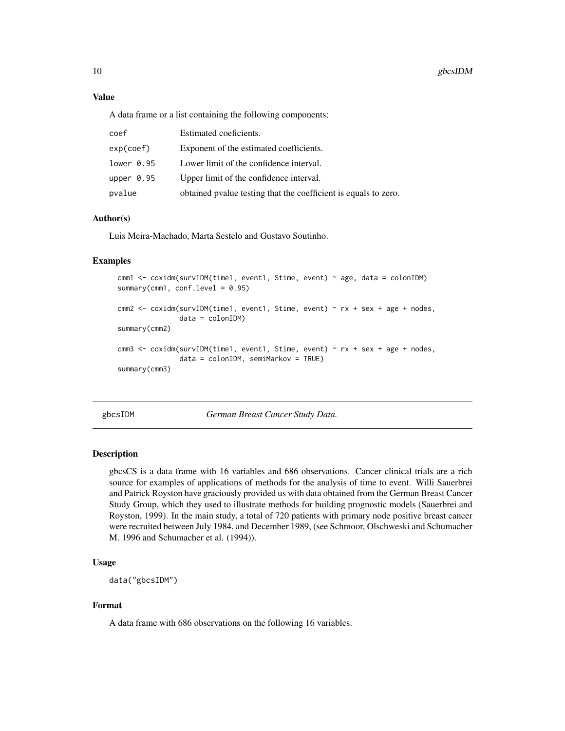### Value

A data frame or a list containing the following components:

| | |
|---|---|
| coef | Estimated coeficients. |
| exp(coef) | Exponent of the estimated coefficients. |
| lower 0.95 | Lower limit of the confidence interval. |
| upper 0.95 | Upper limit of the confidence interval. |
| pvalue | obtained pvalue testing that the coefficient is equals to zero. |

### Author(s)

Luis Meira-Machado, Marta Sestelo and Gustavo Soutinho.

### Examples

```
cmm1 <- coxidm(survIDM(time1, event1, Stime, event) ~ age, data = colonIDM)
summary(cmm1, conf.level = 0.95)

cmm2 <- coxidm(survIDM(time1, event1, Stime, event) ~ rx + sex + age + nodes,
               data = colonIDM)
summary(cmm2)

cmm3 <- coxidm(survIDM(time1, event1, Stime, event) ~ rx + sex + age + nodes,
               data = colonIDM, semiMarkov = TRUE)
summary(cmm3)
```

---

## gbcsIDM — *German Breast Cancer Study Data.*

---

### Description

gbcsCS is a data frame with 16 variables and 686 observations. Cancer clinical trials are a rich source for examples of applications of methods for the analysis of time to event. Willi Sauerbrei and Patrick Royston have graciously provided us with data obtained from the German Breast Cancer Study Group, which they used to illustrate methods for building prognostic models (Sauerbrei and Royston, 1999). In the main study, a total of 720 patients with primary node positive breast cancer were recruited between July 1984, and December 1989, (see Schmoor, Olschweski and Schumacher M. 1996 and Schumacher et al. (1994)).

### Usage

```
data("gbcsIDM")
```

### Format

A data frame with 686 observations on the following 16 variables.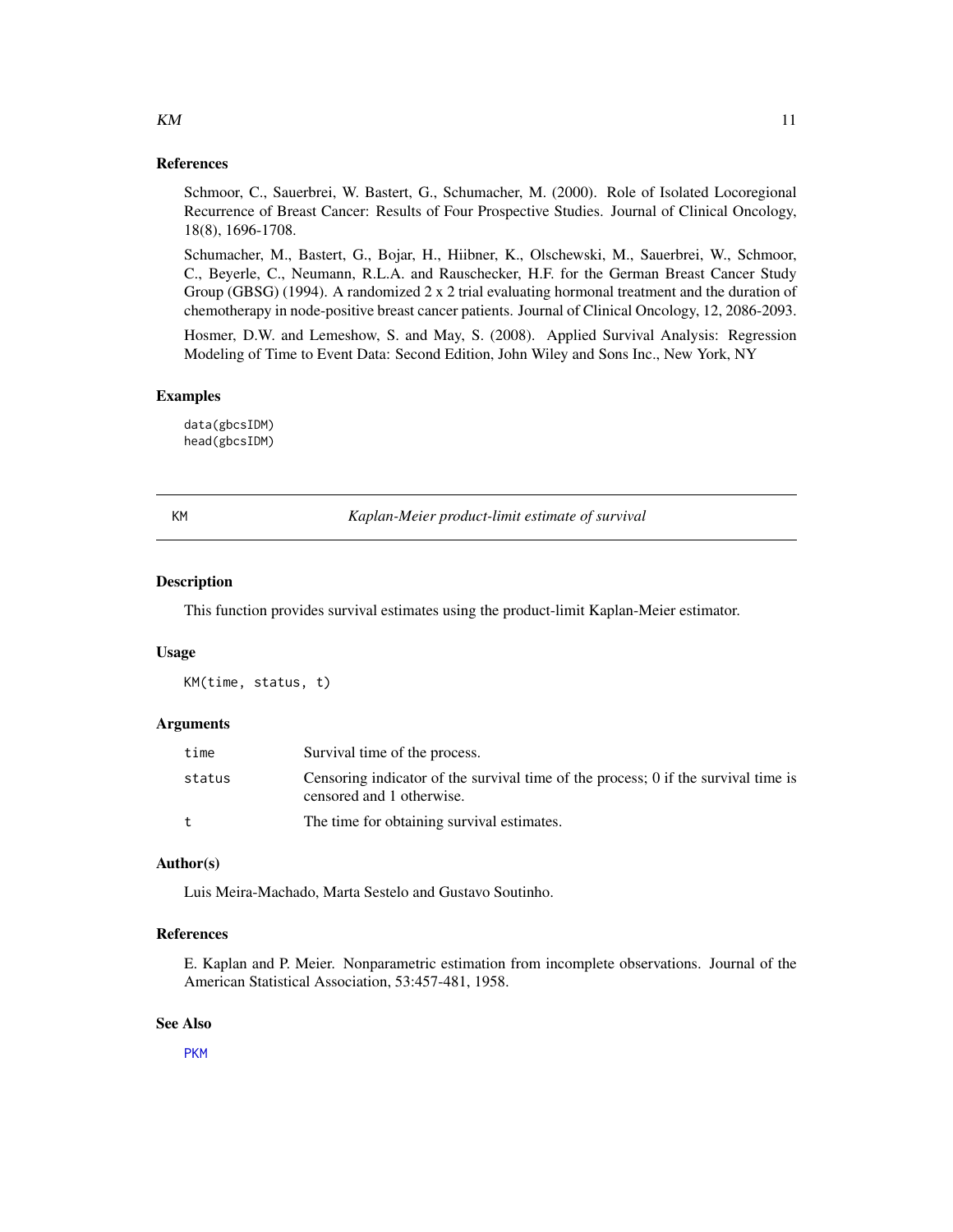### References

Schmoor, C., Sauerbrei, W. Bastert, G., Schumacher, M. (2000). Role of Isolated Locoregional Recurrence of Breast Cancer: Results of Four Prospective Studies. Journal of Clinical Oncology, 18(8), 1696-1708.

Schumacher, M., Bastert, G., Bojar, H., Hiibner, K., Olschewski, M., Sauerbrei, W., Schmoor, C., Beyerle, C., Neumann, R.L.A. and Rauschecker, H.F. for the German Breast Cancer Study Group (GBSG) (1994). A randomized 2 x 2 trial evaluating hormonal treatment and the duration of chemotherapy in node-positive breast cancer patients. Journal of Clinical Oncology, 12, 2086-2093.

Hosmer, D.W. and Lemeshow, S. and May, S. (2008). Applied Survival Analysis: Regression Modeling of Time to Event Data: Second Edition, John Wiley and Sons Inc., New York, NY

### Examples

```
data(gbcsIDM)
head(gbcsIDM)
```

## KM — *Kaplan-Meier product-limit estimate of survival*

### Description

This function provides survival estimates using the product-limit Kaplan-Meier estimator.

### Usage

```
KM(time, status, t)
```

### Arguments

| | |
|---|---|
| time | Survival time of the process. |
| status | Censoring indicator of the survival time of the process; 0 if the survival time is censored and 1 otherwise. |
| t | The time for obtaining survival estimates. |

### Author(s)

Luis Meira-Machado, Marta Sestelo and Gustavo Soutinho.

### References

E. Kaplan and P. Meier. Nonparametric estimation from incomplete observations. Journal of the American Statistical Association, 53:457-481, 1958.

### See Also

PKM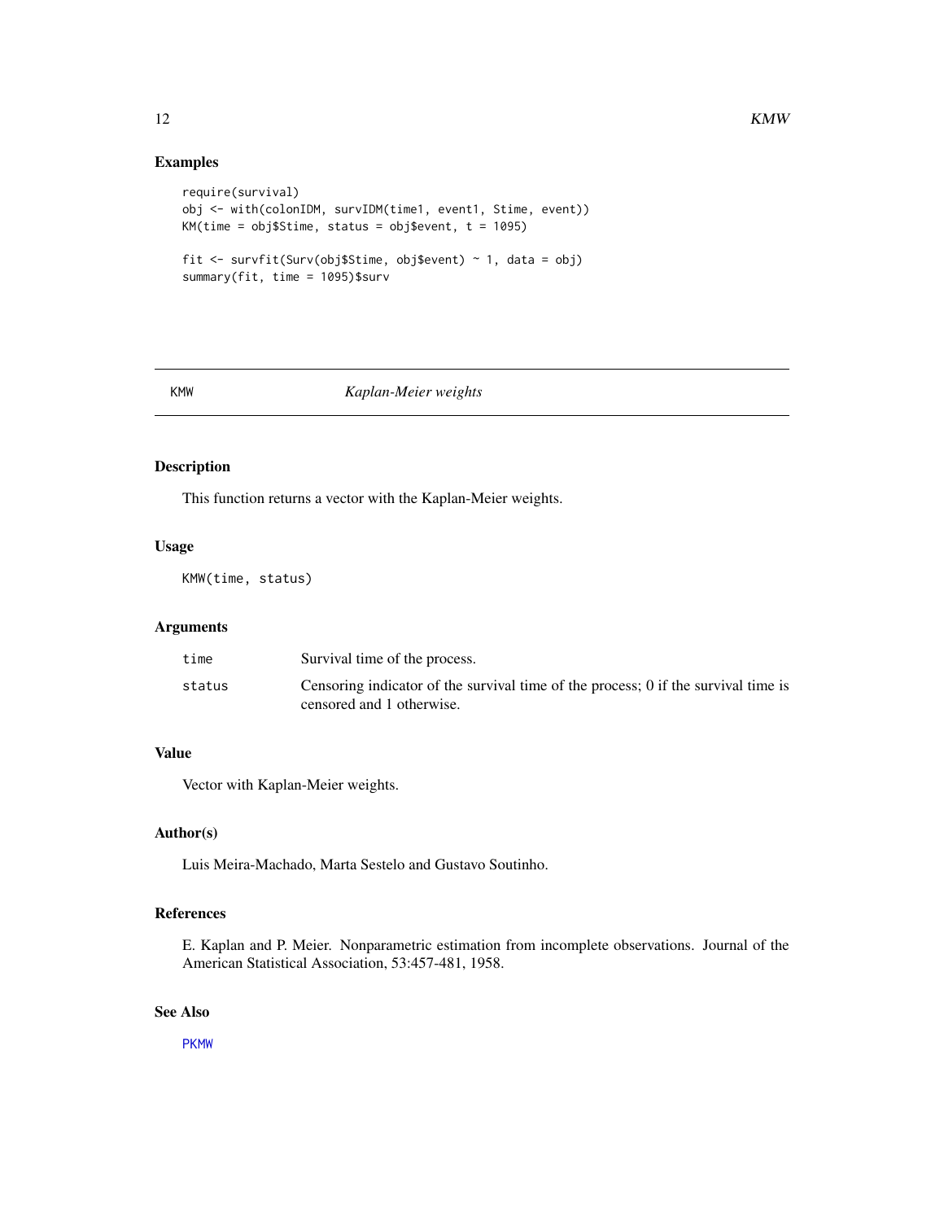## Examples

```
require(survival)
obj <- with(colonIDM, survIDM(time1, event1, Stime, event))
KM(time = obj$Stime, status = obj$event, t = 1095)

fit <- survfit(Surv(obj$Stime, obj$event) ~ 1, data = obj)
summary(fit, time = 1095)$surv
```

---

# KMW *Kaplan-Meier weights*

---

## Description

This function returns a vector with the Kaplan-Meier weights.

## Usage

```
KMW(time, status)
```

## Arguments

| | |
|---|---|
| time | Survival time of the process. |
| status | Censoring indicator of the survival time of the process; 0 if the survival time is censored and 1 otherwise. |

## Value

Vector with Kaplan-Meier weights.

## Author(s)

Luis Meira-Machado, Marta Sestelo and Gustavo Soutinho.

## References

E. Kaplan and P. Meier. Nonparametric estimation from incomplete observations. Journal of the American Statistical Association, 53:457-481, 1958.

## See Also

PKMW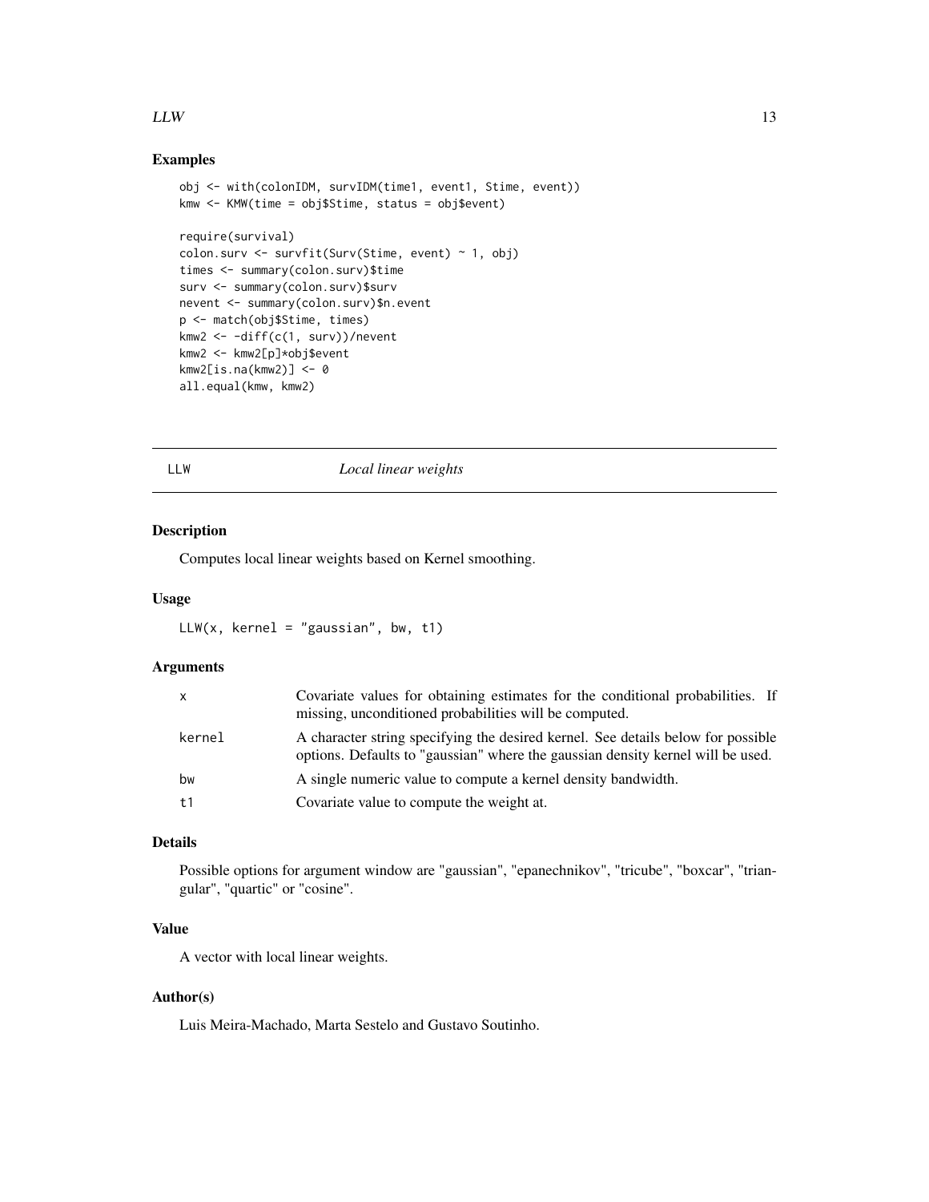## Examples

```
obj <- with(colonIDM, survIDM(time1, event1, Stime, event))
kmw <- KMW(time = obj$Stime, status = obj$event)

require(survival)
colon.surv <- survfit(Surv(Stime, event) ~ 1, obj)
times <- summary(colon.surv)$time
surv <- summary(colon.surv)$surv
nevent <- summary(colon.surv)$n.event
p <- match(obj$Stime, times)
kmw2 <- -diff(c(1, surv))/nevent
kmw2 <- kmw2[p]*obj$event
kmw2[is.na(kmw2)] <- 0
all.equal(kmw, kmw2)
```

---

# LLW — *Local linear weights*

---

## Description

Computes local linear weights based on Kernel smoothing.

## Usage

```
LLW(x, kernel = "gaussian", bw, t1)
```

## Arguments

| | |
|---|---|
| x | Covariate values for obtaining estimates for the conditional probabilities. If missing, unconditioned probabilities will be computed. |
| kernel | A character string specifying the desired kernel. See details below for possible options. Defaults to "gaussian" where the gaussian density kernel will be used. |
| bw | A single numeric value to compute a kernel density bandwidth. |
| t1 | Covariate value to compute the weight at. |

## Details

Possible options for argument window are "gaussian", "epanechnikov", "tricube", "boxcar", "triangular", "quartic" or "cosine".

## Value

A vector with local linear weights.

## Author(s)

Luis Meira-Machado, Marta Sestelo and Gustavo Soutinho.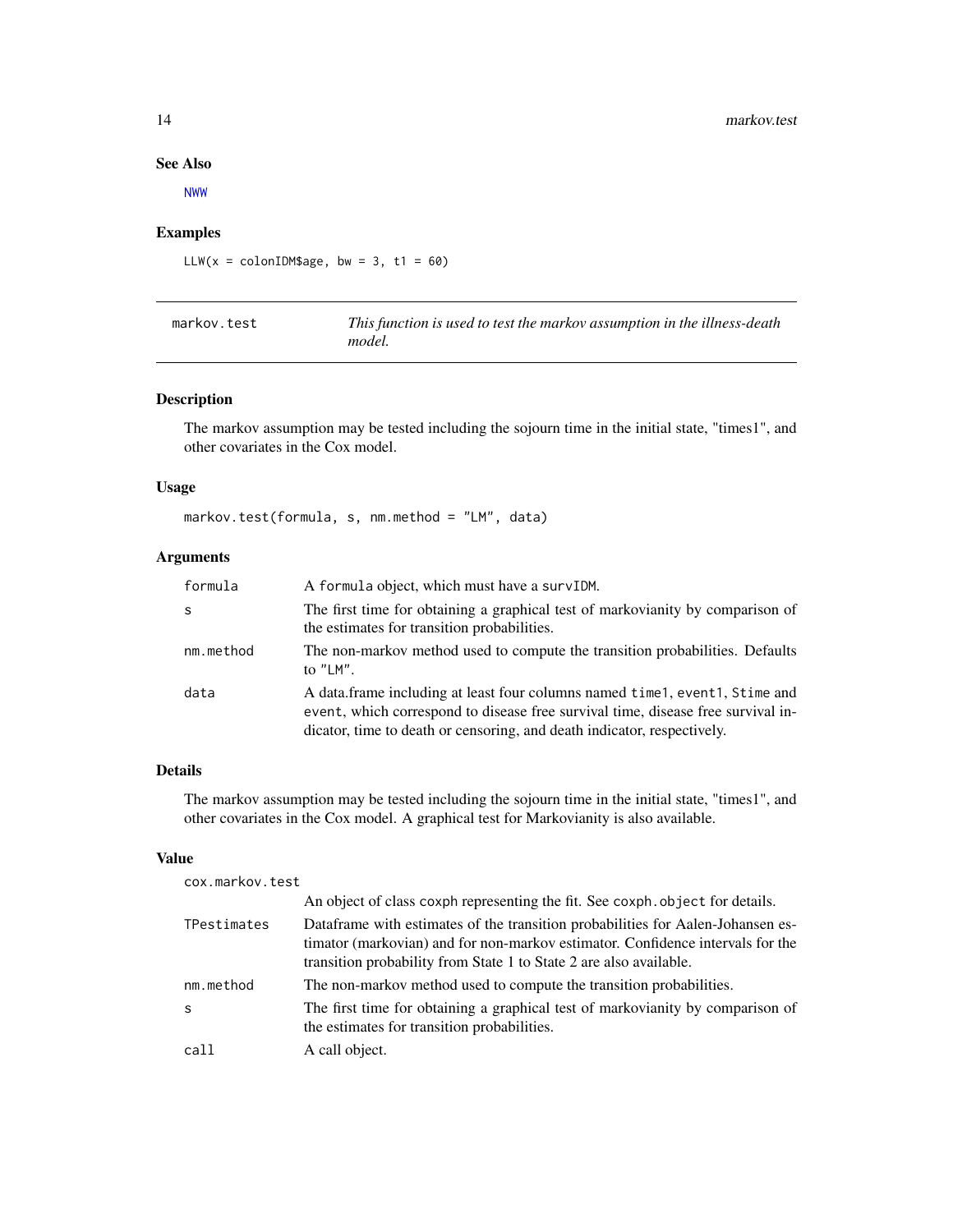## See Also

NWW

## Examples

```
LLW(x = colonIDM$age, bw = 3, t1 = 60)
```

---

# markov.test — *This function is used to test the markov assumption in the illness-death model.*

## Description

The markov assumption may be tested including the sojourn time in the initial state, "times1", and other covariates in the Cox model.

## Usage

```
markov.test(formula, s, nm.method = "LM", data)
```

## Arguments

| | |
|---|---|
| formula | A formula object, which must have a survIDM. |
| s | The first time for obtaining a graphical test of markovianity by comparison of the estimates for transition probabilities. |
| nm.method | The non-markov method used to compute the transition probabilities. Defaults to "LM". |
| data | A data.frame including at least four columns named time1, event1, Stime and event, which correspond to disease free survival time, disease free survival indicator, time to death or censoring, and death indicator, respectively. |

## Details

The markov assumption may be tested including the sojourn time in the initial state, "times1", and other covariates in the Cox model. A graphical test for Markovianity is also available.

## Value

| | |
|---|---|
| cox.markov.test | An object of class coxph representing the fit. See coxph.object for details. |
| TPestimates | Dataframe with estimates of the transition probabilities for Aalen-Johansen estimator (markovian) and for non-markov estimator. Confidence intervals for the transition probability from State 1 to State 2 are also available. |
| nm.method | The non-markov method used to compute the transition probabilities. |
| s | The first time for obtaining a graphical test of markovianity by comparison of the estimates for transition probabilities. |
| call | A call object. |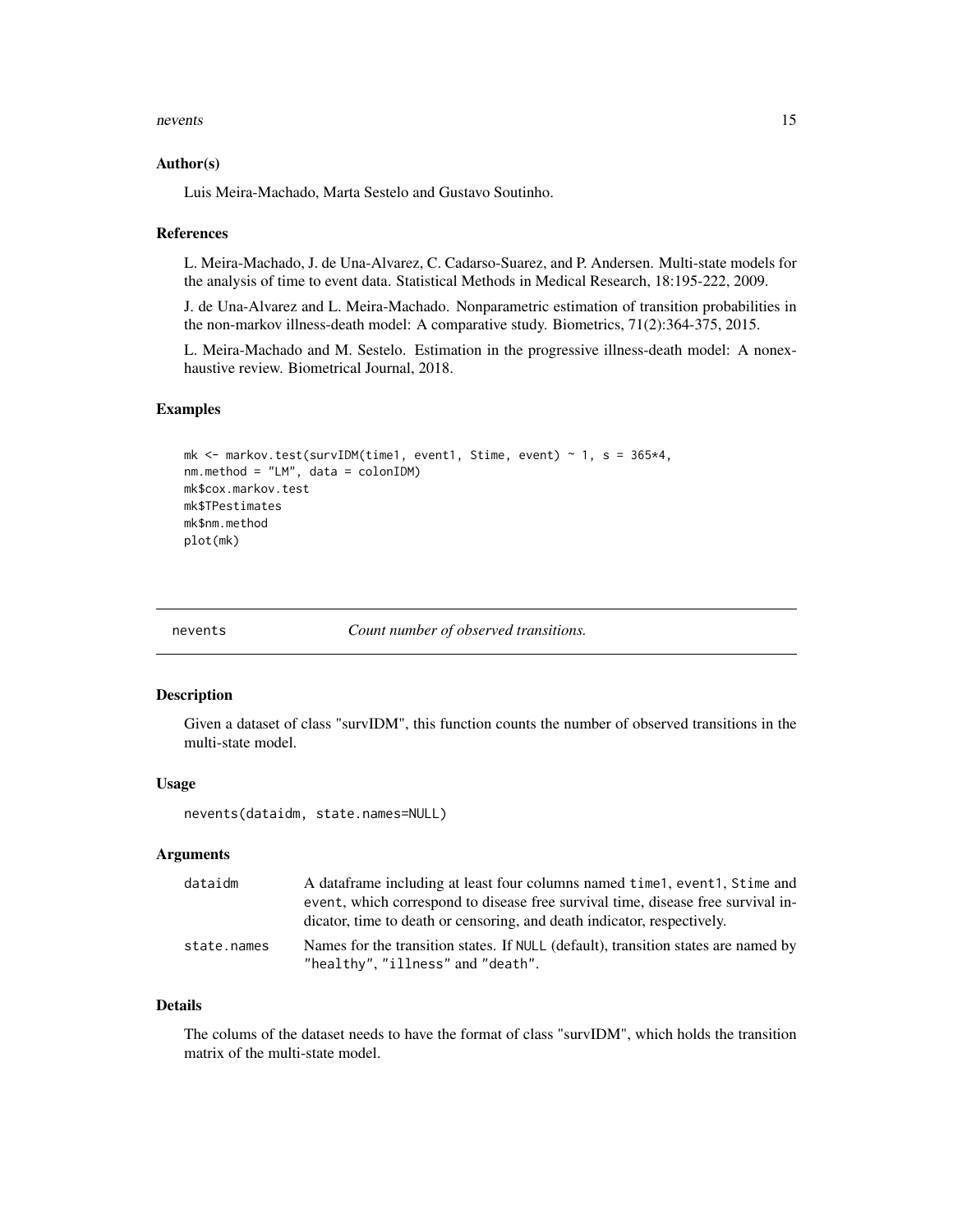### Author(s)

Luis Meira-Machado, Marta Sestelo and Gustavo Soutinho.

### References

L. Meira-Machado, J. de Una-Alvarez, C. Cadarso-Suarez, and P. Andersen. Multi-state models for the analysis of time to event data. Statistical Methods in Medical Research, 18:195-222, 2009.

J. de Una-Alvarez and L. Meira-Machado. Nonparametric estimation of transition probabilities in the non-markov illness-death model: A comparative study. Biometrics, 71(2):364-375, 2015.

L. Meira-Machado and M. Sestelo. Estimation in the progressive illness-death model: A nonexhaustive review. Biometrical Journal, 2018.

### Examples

```
mk <- markov.test(survIDM(time1, event1, Stime, event) ~ 1, s = 365*4,
nm.method = "LM", data = colonIDM)
mk$cox.markov.test
mk$TPestimates
mk$nm.method
plot(mk)
```

---

## nevents *Count number of observed transitions.*

---

### Description

Given a dataset of class "survIDM", this function counts the number of observed transitions in the multi-state model.

### Usage

```
nevents(dataidm, state.names=NULL)
```

### Arguments

| | |
|---|---|
| dataidm | A dataframe including at least four columns named time1, event1, Stime and event, which correspond to disease free survival time, disease free survival indicator, time to death or censoring, and death indicator, respectively. |
| state.names | Names for the transition states. If NULL (default), transition states are named by "healthy", "illness" and "death". |

### Details

The colums of the dataset needs to have the format of class "survIDM", which holds the transition matrix of the multi-state model.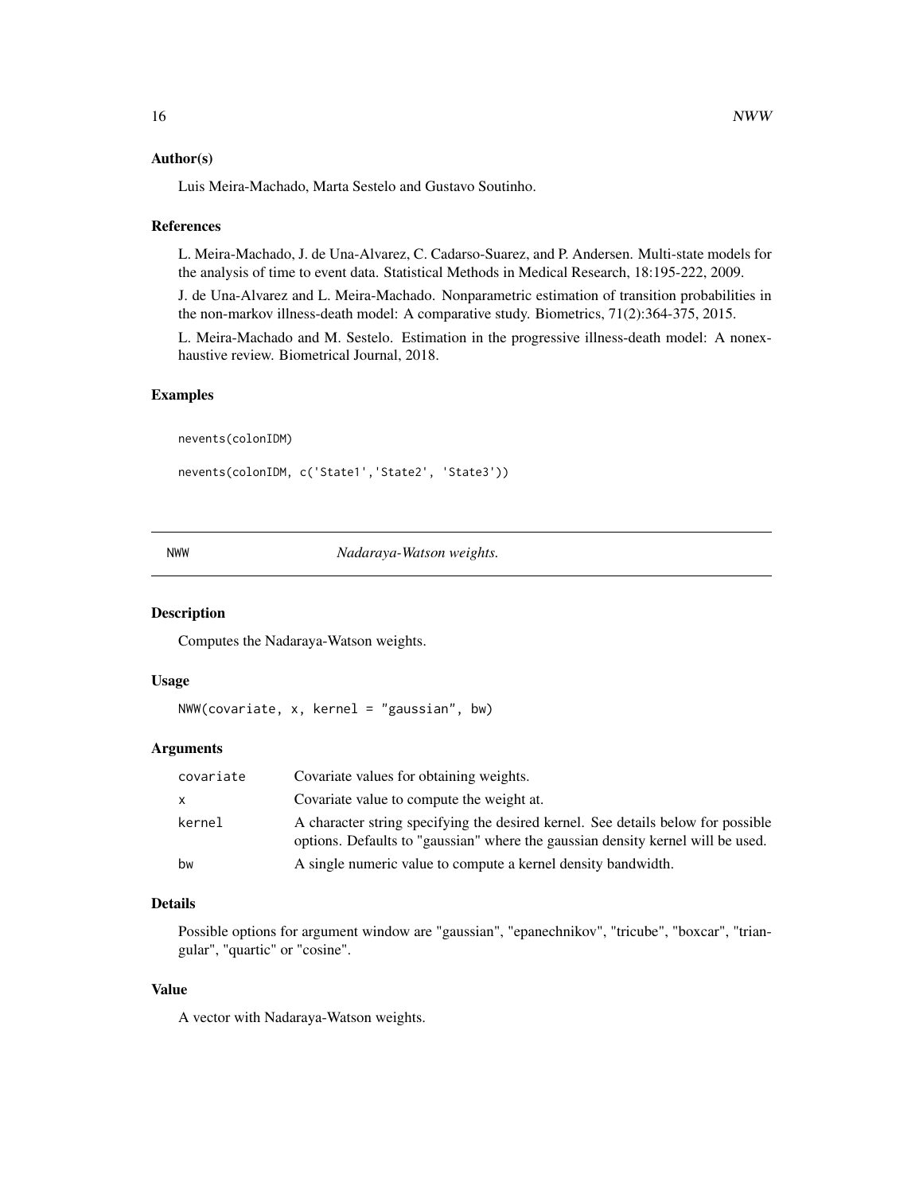### Author(s)

Luis Meira-Machado, Marta Sestelo and Gustavo Soutinho.

### References

L. Meira-Machado, J. de Una-Alvarez, C. Cadarso-Suarez, and P. Andersen. Multi-state models for the analysis of time to event data. Statistical Methods in Medical Research, 18:195-222, 2009.

J. de Una-Alvarez and L. Meira-Machado. Nonparametric estimation of transition probabilities in the non-markov illness-death model: A comparative study. Biometrics, 71(2):364-375, 2015.

L. Meira-Machado and M. Sestelo. Estimation in the progressive illness-death model: A nonexhaustive review. Biometrical Journal, 2018.

### Examples

```
nevents(colonIDM)

nevents(colonIDM, c('State1','State2', 'State3'))
```

---

## NWW    *Nadaraya-Watson weights.*

### Description

Computes the Nadaraya-Watson weights.

### Usage

```
NWW(covariate, x, kernel = "gaussian", bw)
```

### Arguments

| | |
|---|---|
| covariate | Covariate values for obtaining weights. |
| x | Covariate value to compute the weight at. |
| kernel | A character string specifying the desired kernel. See details below for possible options. Defaults to "gaussian" where the gaussian density kernel will be used. |
| bw | A single numeric value to compute a kernel density bandwidth. |

### Details

Possible options for argument window are "gaussian", "epanechnikov", "tricube", "boxcar", "triangular", "quartic" or "cosine".

### Value

A vector with Nadaraya-Watson weights.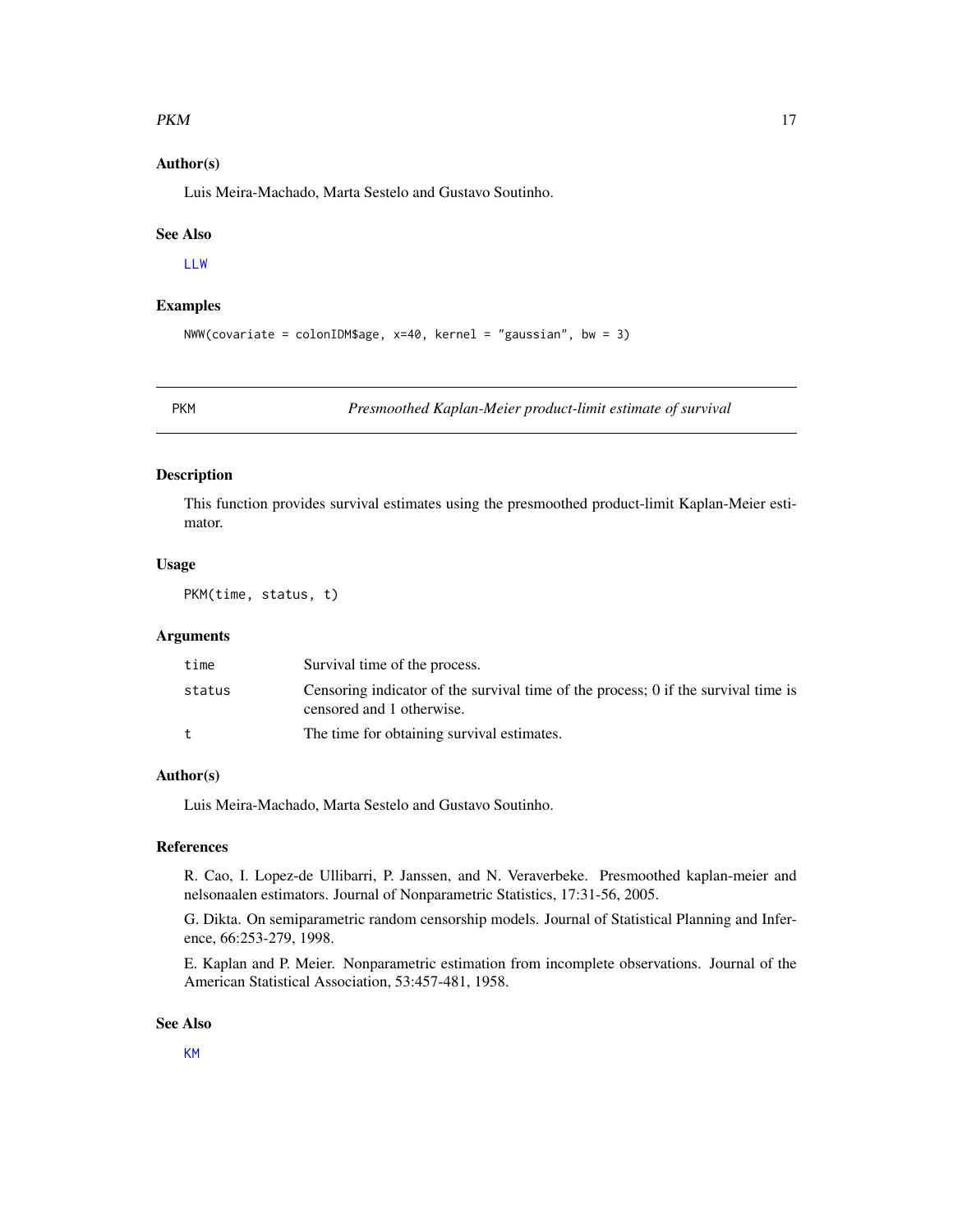### Author(s)

Luis Meira-Machado, Marta Sestelo and Gustavo Soutinho.

### See Also

LLW

### Examples

```
NWW(covariate = colonIDM$age, x=40, kernel = "gaussian", bw = 3)
```

---

## PKM — *Presmoothed Kaplan-Meier product-limit estimate of survival*

---

### Description

This function provides survival estimates using the presmoothed product-limit Kaplan-Meier estimator.

### Usage

```
PKM(time, status, t)
```

### Arguments

| | |
|---|---|
| time | Survival time of the process. |
| status | Censoring indicator of the survival time of the process; 0 if the survival time is censored and 1 otherwise. |
| t | The time for obtaining survival estimates. |

### Author(s)

Luis Meira-Machado, Marta Sestelo and Gustavo Soutinho.

### References

R. Cao, I. Lopez-de Ullibarri, P. Janssen, and N. Veraverbeke. Presmoothed kaplan-meier and nelsonaalen estimators. Journal of Nonparametric Statistics, 17:31-56, 2005.

G. Dikta. On semiparametric random censorship models. Journal of Statistical Planning and Inference, 66:253-279, 1998.

E. Kaplan and P. Meier. Nonparametric estimation from incomplete observations. Journal of the American Statistical Association, 53:457-481, 1958.

### See Also

KM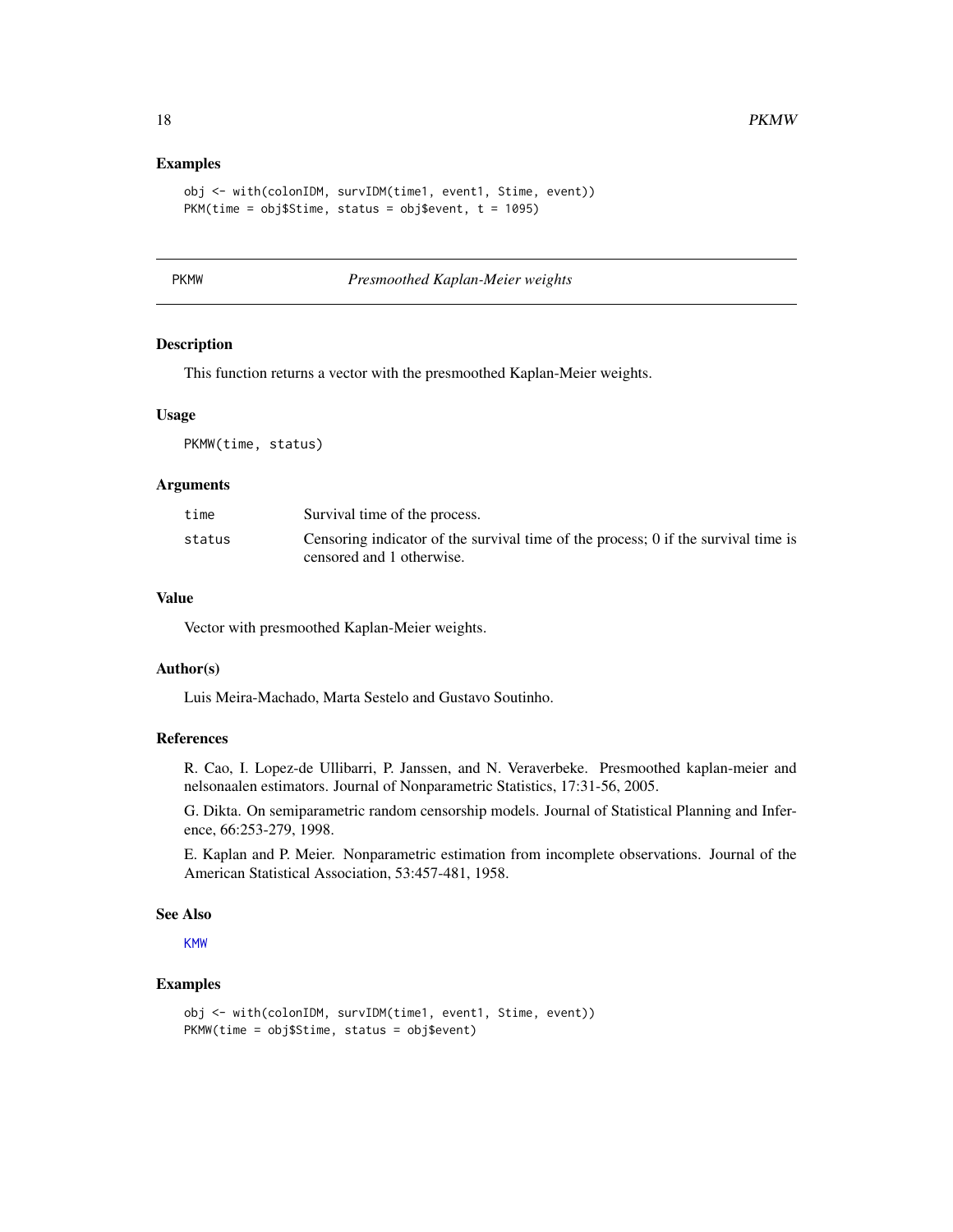## Examples

```
obj <- with(colonIDM, survIDM(time1, event1, Stime, event))
PKM(time = obj$Stime, status = obj$event, t = 1095)
```

---

# PKMW — *Presmoothed Kaplan-Meier weights*

---

## Description

This function returns a vector with the presmoothed Kaplan-Meier weights.

## Usage

```
PKMW(time, status)
```

## Arguments

| | |
|---|---|
| time | Survival time of the process. |
| status | Censoring indicator of the survival time of the process; 0 if the survival time is censored and 1 otherwise. |

## Value

Vector with presmoothed Kaplan-Meier weights.

## Author(s)

Luis Meira-Machado, Marta Sestelo and Gustavo Soutinho.

## References

R. Cao, I. Lopez-de Ullibarri, P. Janssen, and N. Veraverbeke. Presmoothed kaplan-meier and nelsonaalen estimators. Journal of Nonparametric Statistics, 17:31-56, 2005.

G. Dikta. On semiparametric random censorship models. Journal of Statistical Planning and Inference, 66:253-279, 1998.

E. Kaplan and P. Meier. Nonparametric estimation from incomplete observations. Journal of the American Statistical Association, 53:457-481, 1958.

## See Also

KMW

## Examples

```
obj <- with(colonIDM, survIDM(time1, event1, Stime, event))
PKMW(time = obj$Stime, status = obj$event)
```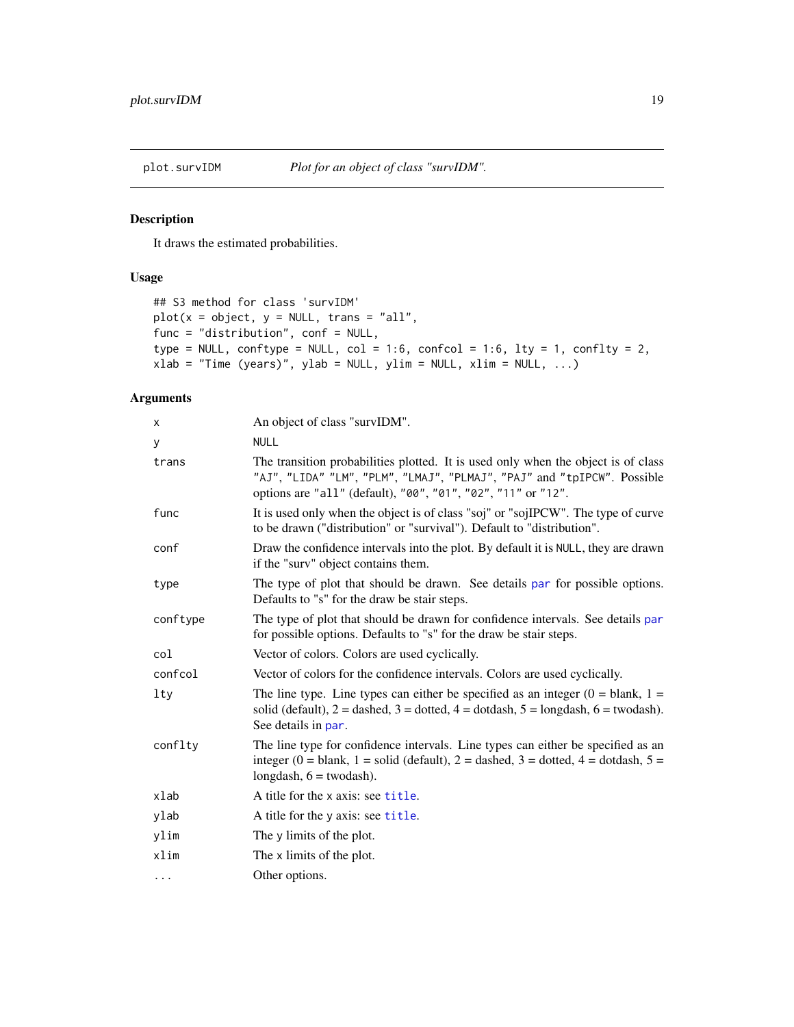## plot.survIDM *Plot for an object of class "survIDM".*

### Description

It draws the estimated probabilities.

### Usage

```
## S3 method for class 'survIDM'
plot(x = object, y = NULL, trans = "all",
func = "distribution", conf = NULL,
type = NULL, conftype = NULL, col = 1:6, confcol = 1:6, lty = 1, conflty = 2,
xlab = "Time (years)", ylab = NULL, ylim = NULL, xlim = NULL, ...)
```

### Arguments

| | |
|---|---|
| `x` | An object of class "survIDM". |
| `y` | `NULL` |
| `trans` | The transition probabilities plotted. It is used only when the object is of class `"AJ"`, `"LIDA"` `"LM"`, `"PLM"`, `"LMAJ"`, `"PLMAJ"`, `"PAJ"` and `"tpIPCW"`. Possible options are `"all"` (default), `"00"`, `"01"`, `"02"`, `"11"` or `"12"`. |
| `func` | It is used only when the object is of class "soj" or "sojIPCW". The type of curve to be drawn ("distribution" or "survival"). Default to "distribution". |
| `conf` | Draw the confidence intervals into the plot. By default it is `NULL`, they are drawn if the "surv" object contains them. |
| `type` | The type of plot that should be drawn. See details `par` for possible options. Defaults to "s" for the draw be stair steps. |
| `conftype` | The type of plot that should be drawn for confidence intervals. See details `par` for possible options. Defaults to "s" for the draw be stair steps. |
| `col` | Vector of colors. Colors are used cyclically. |
| `confcol` | Vector of colors for the confidence intervals. Colors are used cyclically. |
| `lty` | The line type. Line types can either be specified as an integer (0 = blank, 1 = solid (default), 2 = dashed, 3 = dotted, 4 = dotdash, 5 = longdash, 6 = twodash). See details in `par`. |
| `conflty` | The line type for confidence intervals. Line types can either be specified as an integer (0 = blank, 1 = solid (default), 2 = dashed, 3 = dotted, 4 = dotdash, 5 = longdash, 6 = twodash). |
| `xlab` | A title for the x axis: see `title`. |
| `ylab` | A title for the y axis: see `title`. |
| `ylim` | The y limits of the plot. |
| `xlim` | The x limits of the plot. |
| `...` | Other options. |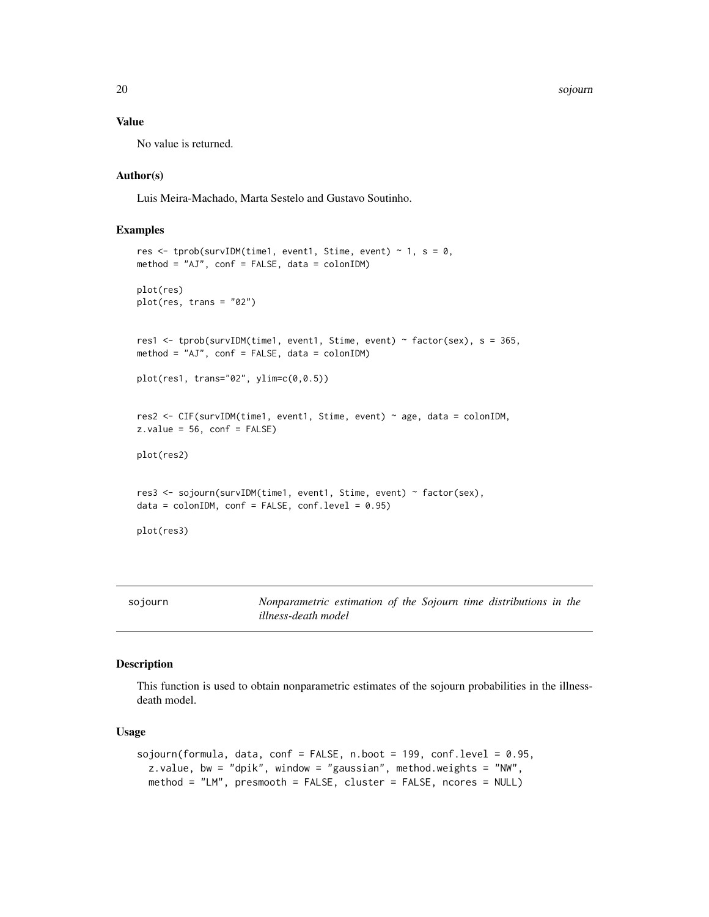### Value

No value is returned.

### Author(s)

Luis Meira-Machado, Marta Sestelo and Gustavo Soutinho.

### Examples

```
res <- tprob(survIDM(time1, event1, Stime, event) ~ 1, s = 0,
method = "AJ", conf = FALSE, data = colonIDM)

plot(res)
plot(res, trans = "02")


res1 <- tprob(survIDM(time1, event1, Stime, event) ~ factor(sex), s = 365,
method = "AJ", conf = FALSE, data = colonIDM)

plot(res1, trans="02", ylim=c(0,0.5))


res2 <- CIF(survIDM(time1, event1, Stime, event) ~ age, data = colonIDM,
z.value = 56, conf = FALSE)

plot(res2)


res3 <- sojourn(survIDM(time1, event1, Stime, event) ~ factor(sex),
data = colonIDM, conf = FALSE, conf.level = 0.95)

plot(res3)
```

---

## sojourn — *Nonparametric estimation of the Sojourn time distributions in the illness-death model*

---

### Description

This function is used to obtain nonparametric estimates of the sojourn probabilities in the illness-death model.

### Usage

```
sojourn(formula, data, conf = FALSE, n.boot = 199, conf.level = 0.95,
  z.value, bw = "dpik", window = "gaussian", method.weights = "NW",
  method = "LM", presmooth = FALSE, cluster = FALSE, ncores = NULL)
```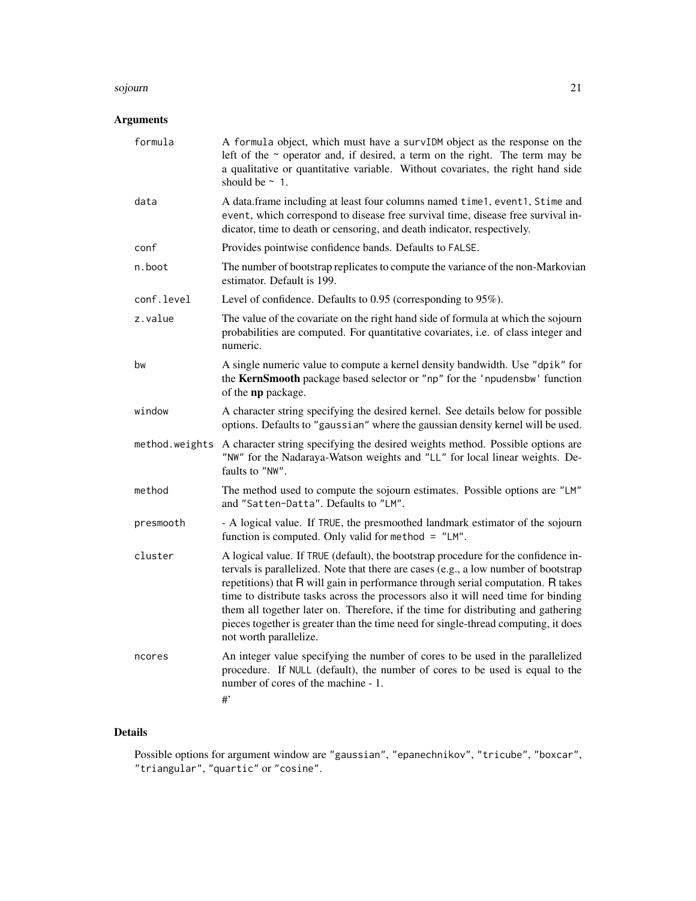## Arguments

| | |
|---|---|
| formula | A `formula` object, which must have a `survIDM` object as the response on the left of the `~` operator and, if desired, a term on the right. The term may be a qualitative or quantitative variable. Without covariates, the right hand side should be `~ 1`. |
| data | A data.frame including at least four columns named `time1`, `event1`, `Stime` and `event`, which correspond to disease free survival time, disease free survival indicator, time to death or censoring, and death indicator, respectively. |
| conf | Provides pointwise confidence bands. Defaults to `FALSE`. |
| n.boot | The number of bootstrap replicates to compute the variance of the non-Markovian estimator. Default is 199. |
| conf.level | Level of confidence. Defaults to 0.95 (corresponding to 95%). |
| z.value | The value of the covariate on the right hand side of formula at which the sojourn probabilities are computed. For quantitative covariates, i.e. of class integer and numeric. |
| bw | A single numeric value to compute a kernel density bandwidth. Use `"dpik"` for the **KernSmooth** package based selector or `"np"` for the `'npudensbw'` function of the **np** package. |
| window | A character string specifying the desired kernel. See details below for possible options. Defaults to `"gaussian"` where the gaussian density kernel will be used. |
| method.weights | A character string specifying the desired weights method. Possible options are `"NW"` for the Nadaraya-Watson weights and `"LL"` for local linear weights. Defaults to `"NW"`. |
| method | The method used to compute the sojourn estimates. Possible options are `"LM"` and `"Satten-Datta"`. Defaults to `"LM"`. |
| presmooth | - A logical value. If `TRUE`, the presmoothed landmark estimator of the sojourn function is computed. Only valid for `method = "LM"`. |
| cluster | A logical value. If `TRUE` (default), the bootstrap procedure for the confidence intervals is parallelized. Note that there are cases (e.g., a low number of bootstrap repetitions) that R will gain in performance through serial computation. R takes time to distribute tasks across the processors also it will need time for binding them all together later on. Therefore, if the time for distributing and gathering pieces together is greater than the time need for single-thread computing, it does not worth parallelize. |
| ncores | An integer value specifying the number of cores to be used in the parallelized procedure. If `NULL` (default), the number of cores to be used is equal to the number of cores of the machine - 1. #' |

## Details

Possible options for argument window are `"gaussian"`, `"epanechnikov"`, `"tricube"`, `"boxcar"`, `"triangular"`, `"quartic"` or `"cosine"`.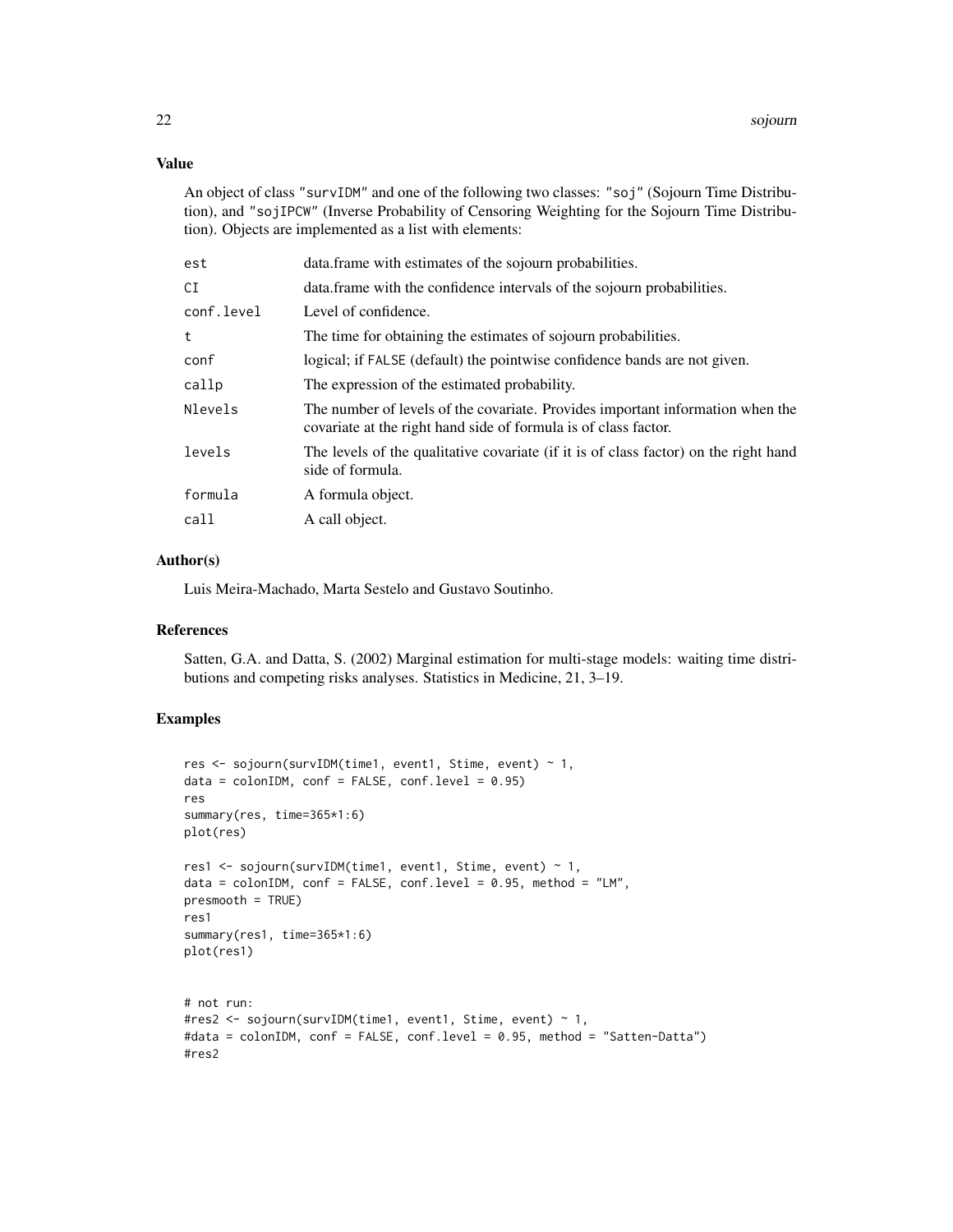### Value

An object of class "survIDM" and one of the following two classes: "soj" (Sojourn Time Distribution), and "sojIPCW" (Inverse Probability of Censoring Weighting for the Sojourn Time Distribution). Objects are implemented as a list with elements:

| | |
|---|---|
| est | data.frame with estimates of the sojourn probabilities. |
| CI | data.frame with the confidence intervals of the sojourn probabilities. |
| conf.level | Level of confidence. |
| t | The time for obtaining the estimates of sojourn probabilities. |
| conf | logical; if FALSE (default) the pointwise confidence bands are not given. |
| callp | The expression of the estimated probability. |
| Nlevels | The number of levels of the covariate. Provides important information when the covariate at the right hand side of formula is of class factor. |
| levels | The levels of the qualitative covariate (if it is of class factor) on the right hand side of formula. |
| formula | A formula object. |
| call | A call object. |

### Author(s)

Luis Meira-Machado, Marta Sestelo and Gustavo Soutinho.

### References

Satten, G.A. and Datta, S. (2002) Marginal estimation for multi-stage models: waiting time distributions and competing risks analyses. Statistics in Medicine, 21, 3–19.

### Examples

```
res <- sojourn(survIDM(time1, event1, Stime, event) ~ 1,
data = colonIDM, conf = FALSE, conf.level = 0.95)
res
summary(res, time=365*1:6)
plot(res)

res1 <- sojourn(survIDM(time1, event1, Stime, event) ~ 1,
data = colonIDM, conf = FALSE, conf.level = 0.95, method = "LM",
presmooth = TRUE)
res1
summary(res1, time=365*1:6)
plot(res1)


# not run:
#res2 <- sojourn(survIDM(time1, event1, Stime, event) ~ 1,
#data = colonIDM, conf = FALSE, conf.level = 0.95, method = "Satten-Datta")
#res2
```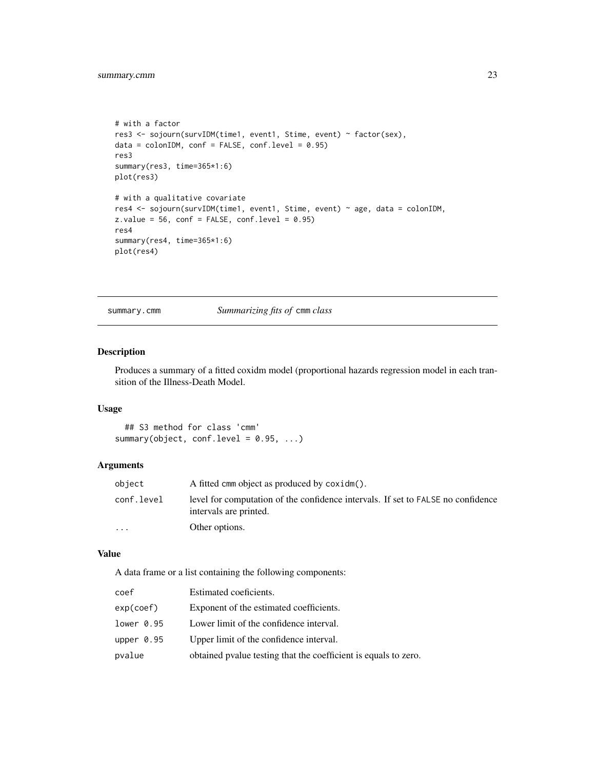```
# with a factor
res3 <- sojourn(survIDM(time1, event1, Stime, event) ~ factor(sex),
data = colonIDM, conf = FALSE, conf.level = 0.95)
res3
summary(res3, time=365*1:6)
plot(res3)

# with a qualitative covariate
res4 <- sojourn(survIDM(time1, event1, Stime, event) ~ age, data = colonIDM,
z.value = 56, conf = FALSE, conf.level = 0.95)
res4
summary(res4, time=365*1:6)
plot(res4)
```

---

## summary.cmm — *Summarizing fits of* `cmm` *class*

### Description

Produces a summary of a fitted coxidm model (proportional hazards regression model in each transition of the Illness-Death Model.

### Usage

```
## S3 method for class 'cmm'
summary(object, conf.level = 0.95, ...)
```

### Arguments

| | |
|---|---|
| `object` | A fitted `cmm` object as produced by `coxidm()`. |
| `conf.level` | level for computation of the confidence intervals. If set to `FALSE` no confidence intervals are printed. |
| `...` | Other options. |

### Value

A data frame or a list containing the following components:

| | |
|---|---|
| `coef` | Estimated coeficients. |
| `exp(coef)` | Exponent of the estimated coefficients. |
| `lower 0.95` | Lower limit of the confidence interval. |
| `upper 0.95` | Upper limit of the confidence interval. |
| `pvalue` | obtained pvalue testing that the coefficient is equals to zero. |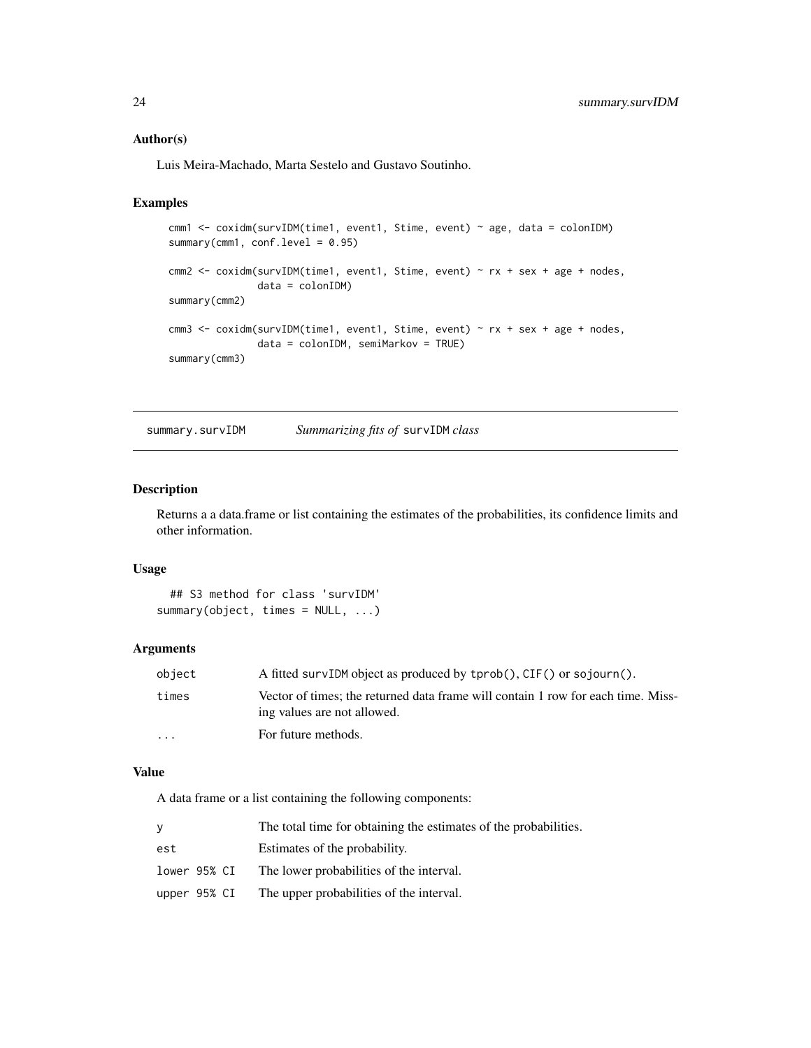### Author(s)

Luis Meira-Machado, Marta Sestelo and Gustavo Soutinho.

### Examples

```
cmm1 <- coxidm(survIDM(time1, event1, Stime, event) ~ age, data = colonIDM)
summary(cmm1, conf.level = 0.95)

cmm2 <- coxidm(survIDM(time1, event1, Stime, event) ~ rx + sex + age + nodes,
               data = colonIDM)
summary(cmm2)

cmm3 <- coxidm(survIDM(time1, event1, Stime, event) ~ rx + sex + age + nodes,
               data = colonIDM, semiMarkov = TRUE)
summary(cmm3)
```

---

## summary.survIDM — *Summarizing fits of* `survIDM` *class*

---

### Description

Returns a a data.frame or list containing the estimates of the probabilities, its confidence limits and other information.

### Usage

```
## S3 method for class 'survIDM'
summary(object, times = NULL, ...)
```

### Arguments

| | |
|---|---|
| `object` | A fitted `survIDM` object as produced by `tprob()`, `CIF()` or `sojourn()`. |
| `times` | Vector of times; the returned data frame will contain 1 row for each time. Missing values are not allowed. |
| `...` | For future methods. |

### Value

A data frame or a list containing the following components:

| | |
|---|---|
| `y` | The total time for obtaining the estimates of the probabilities. |
| `est` | Estimates of the probability. |
| `lower 95% CI` | The lower probabilities of the interval. |
| `upper 95% CI` | The upper probabilities of the interval. |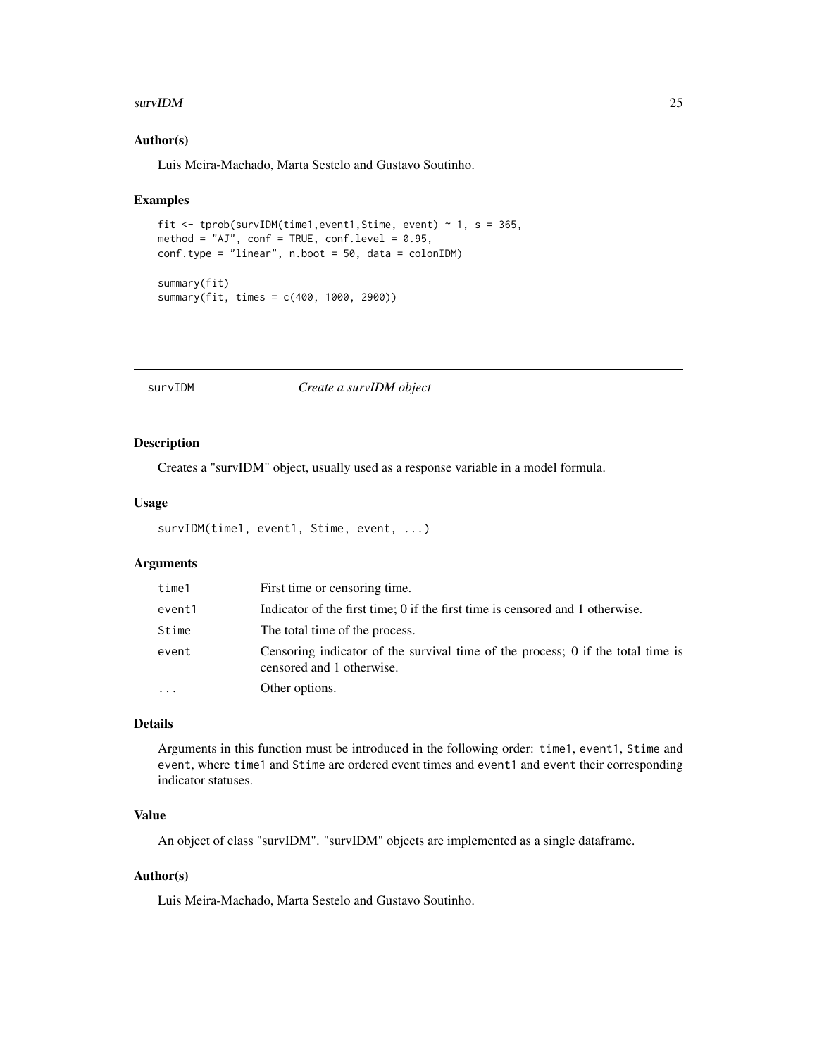### Author(s)

Luis Meira-Machado, Marta Sestelo and Gustavo Soutinho.

### Examples

```
fit <- tprob(survIDM(time1,event1,Stime, event) ~ 1, s = 365,
method = "AJ", conf = TRUE, conf.level = 0.95,
conf.type = "linear", n.boot = 50, data = colonIDM)

summary(fit)
summary(fit, times = c(400, 1000, 2900))
```

---

## survIDM — *Create a survIDM object*

### Description

Creates a "survIDM" object, usually used as a response variable in a model formula.

### Usage

```
survIDM(time1, event1, Stime, event, ...)
```

### Arguments

| Argument | Description |
|---|---|
| `time1` | First time or censoring time. |
| `event1` | Indicator of the first time; 0 if the first time is censored and 1 otherwise. |
| `Stime` | The total time of the process. |
| `event` | Censoring indicator of the survival time of the process; 0 if the total time is censored and 1 otherwise. |
| `...` | Other options. |

### Details

Arguments in this function must be introduced in the following order: `time1`, `event1`, `Stime` and `event`, where `time1` and `Stime` are ordered event times and `event1` and `event` their corresponding indicator statuses.

### Value

An object of class "survIDM". "survIDM" objects are implemented as a single dataframe.

### Author(s)

Luis Meira-Machado, Marta Sestelo and Gustavo Soutinho.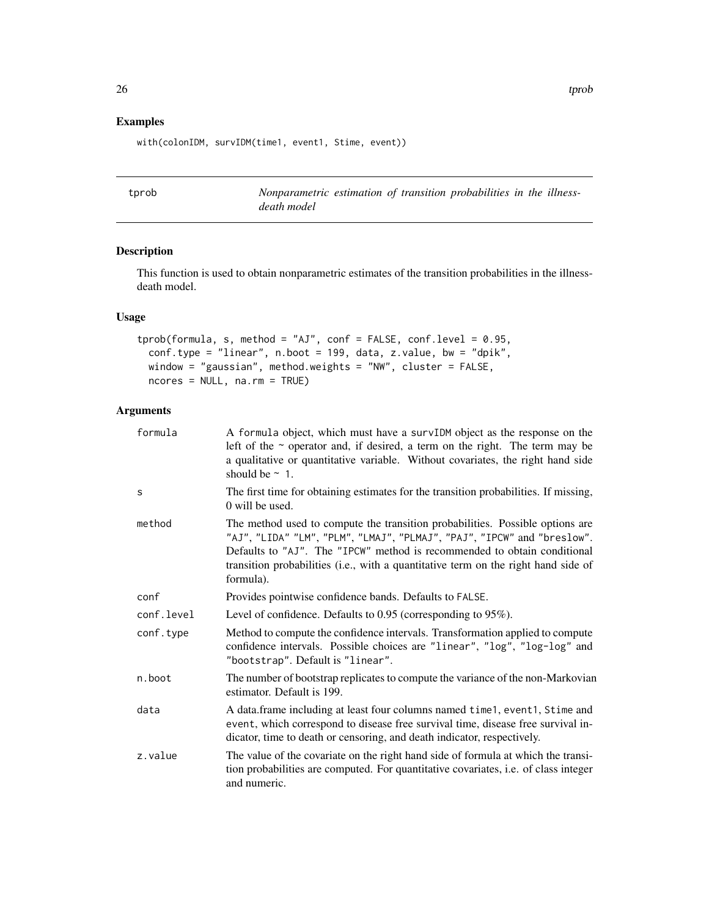## Examples

```
with(colonIDM, survIDM(time1, event1, Stime, event))
```

---

tprob — *Nonparametric estimation of transition probabilities in the illness-death model*

---

### Description

This function is used to obtain nonparametric estimates of the transition probabilities in the illness-death model.

### Usage

```
tprob(formula, s, method = "AJ", conf = FALSE, conf.level = 0.95,
  conf.type = "linear", n.boot = 199, data, z.value, bw = "dpik",
  window = "gaussian", method.weights = "NW", cluster = FALSE,
  ncores = NULL, na.rm = TRUE)
```

### Arguments

| | |
|---|---|
| formula | A formula object, which must have a survIDM object as the response on the left of the ~ operator and, if desired, a term on the right. The term may be a qualitative or quantitative variable. Without covariates, the right hand side should be ~ 1. |
| s | The first time for obtaining estimates for the transition probabilities. If missing, 0 will be used. |
| method | The method used to compute the transition probabilities. Possible options are "AJ", "LIDA" "LM", "PLM", "LMAJ", "PLMAJ", "PAJ", "IPCW" and "breslow". Defaults to "AJ". The "IPCW" method is recommended to obtain conditional transition probabilities (i.e., with a quantitative term on the right hand side of formula). |
| conf | Provides pointwise confidence bands. Defaults to FALSE. |
| conf.level | Level of confidence. Defaults to 0.95 (corresponding to 95%). |
| conf.type | Method to compute the confidence intervals. Transformation applied to compute confidence intervals. Possible choices are "linear", "log", "log-log" and "bootstrap". Default is "linear". |
| n.boot | The number of bootstrap replicates to compute the variance of the non-Markovian estimator. Default is 199. |
| data | A data.frame including at least four columns named time1, event1, Stime and event, which correspond to disease free survival time, disease free survival indicator, time to death or censoring, and death indicator, respectively. |
| z.value | The value of the covariate on the right hand side of formula at which the transition probabilities are computed. For quantitative covariates, i.e. of class integer and numeric. |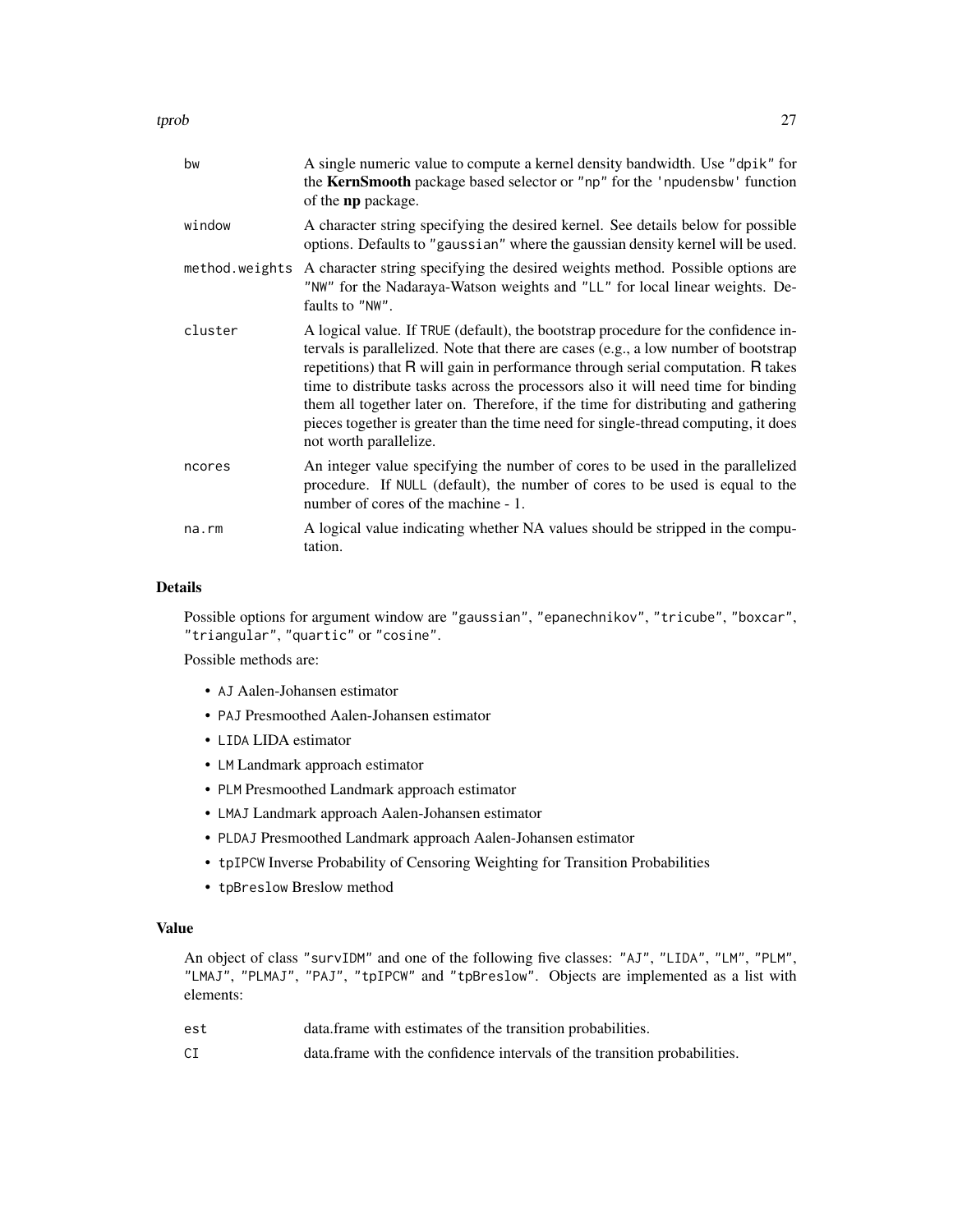| | |
|---|---|
| bw | A single numeric value to compute a kernel density bandwidth. Use "dpik" for the **KernSmooth** package based selector or "np" for the 'npudensbw' function of the **np** package. |
| window | A character string specifying the desired kernel. See details below for possible options. Defaults to "gaussian" where the gaussian density kernel will be used. |
| method.weights | A character string specifying the desired weights method. Possible options are "NW" for the Nadaraya-Watson weights and "LL" for local linear weights. Defaults to "NW". |
| cluster | A logical value. If TRUE (default), the bootstrap procedure for the confidence intervals is parallelized. Note that there are cases (e.g., a low number of bootstrap repetitions) that R will gain in performance through serial computation. R takes time to distribute tasks across the processors also it will need time for binding them all together later on. Therefore, if the time for distributing and gathering pieces together is greater than the time need for single-thread computing, it does not worth parallelize. |
| ncores | An integer value specifying the number of cores to be used in the parallelized procedure. If NULL (default), the number of cores to be used is equal to the number of cores of the machine - 1. |
| na.rm | A logical value indicating whether NA values should be stripped in the computation. |

## Details

Possible options for argument window are "gaussian", "epanechnikov", "tricube", "boxcar", "triangular", "quartic" or "cosine".

Possible methods are:

- AJ Aalen-Johansen estimator
- PAJ Presmoothed Aalen-Johansen estimator
- LIDA LIDA estimator
- LM Landmark approach estimator
- PLM Presmoothed Landmark approach estimator
- LMAJ Landmark approach Aalen-Johansen estimator
- PLDAJ Presmoothed Landmark approach Aalen-Johansen estimator
- tpIPCW Inverse Probability of Censoring Weighting for Transition Probabilities
- tpBreslow Breslow method

## Value

An object of class "survIDM" and one of the following five classes: "AJ", "LIDA", "LM", "PLM", "LMAJ", "PLMAJ", "PAJ", "tpIPCW" and "tpBreslow". Objects are implemented as a list with elements:

| | |
|---|---|
| est | data.frame with estimates of the transition probabilities. |
| CI | data.frame with the confidence intervals of the transition probabilities. |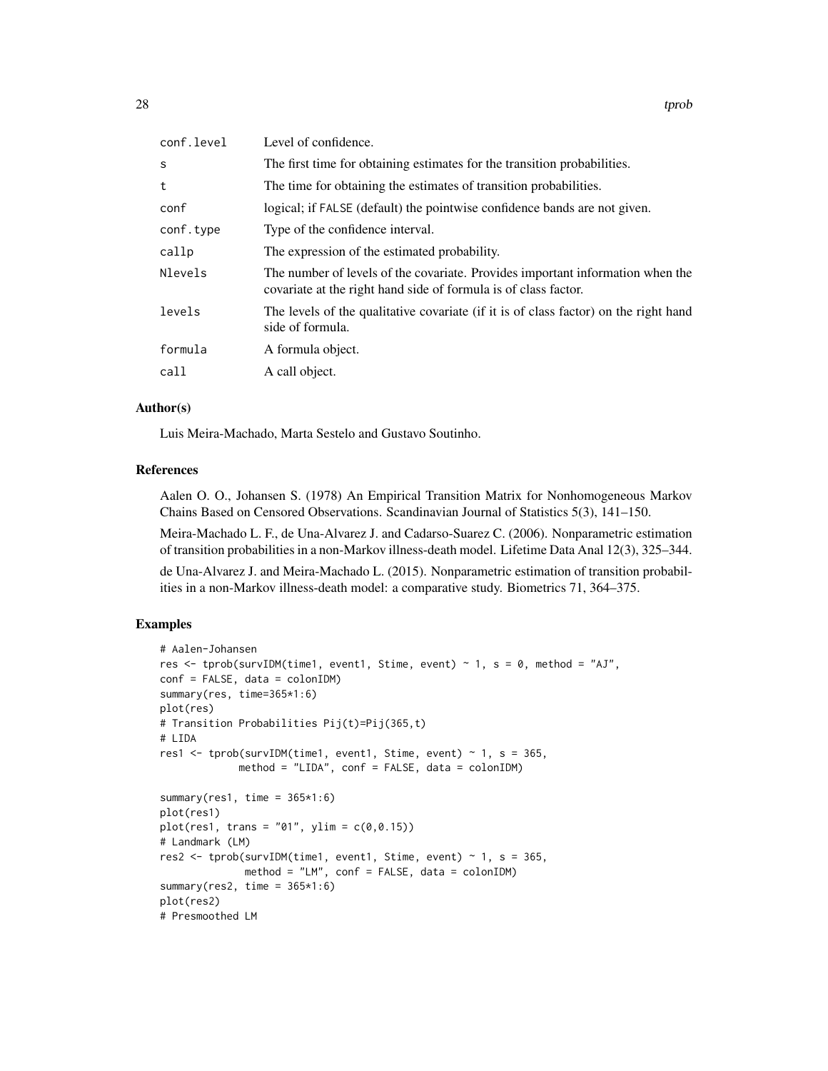| | |
|---|---|
| conf.level | Level of confidence. |
| s | The first time for obtaining estimates for the transition probabilities. |
| t | The time for obtaining the estimates of transition probabilities. |
| conf | logical; if FALSE (default) the pointwise confidence bands are not given. |
| conf.type | Type of the confidence interval. |
| callp | The expression of the estimated probability. |
| Nlevels | The number of levels of the covariate. Provides important information when the covariate at the right hand side of formula is of class factor. |
| levels | The levels of the qualitative covariate (if it is of class factor) on the right hand side of formula. |
| formula | A formula object. |
| call | A call object. |

### Author(s)

Luis Meira-Machado, Marta Sestelo and Gustavo Soutinho.

### References

Aalen O. O., Johansen S. (1978) An Empirical Transition Matrix for Nonhomogeneous Markov Chains Based on Censored Observations. Scandinavian Journal of Statistics 5(3), 141–150.

Meira-Machado L. F., de Una-Alvarez J. and Cadarso-Suarez C. (2006). Nonparametric estimation of transition probabilities in a non-Markov illness-death model. Lifetime Data Anal 12(3), 325–344.

de Una-Alvarez J. and Meira-Machado L. (2015). Nonparametric estimation of transition probabilities in a non-Markov illness-death model: a comparative study. Biometrics 71, 364–375.

### Examples

```
# Aalen-Johansen
res <- tprob(survIDM(time1, event1, Stime, event) ~ 1, s = 0, method = "AJ",
conf = FALSE, data = colonIDM)
summary(res, time=365*1:6)
plot(res)
# Transition Probabilities Pij(t)=Pij(365,t)
# LIDA
res1 <- tprob(survIDM(time1, event1, Stime, event) ~ 1, s = 365,
             method = "LIDA", conf = FALSE, data = colonIDM)

summary(res1, time = 365*1:6)
plot(res1)
plot(res1, trans = "01", ylim = c(0,0.15))
# Landmark (LM)
res2 <- tprob(survIDM(time1, event1, Stime, event) ~ 1, s = 365,
              method = "LM", conf = FALSE, data = colonIDM)
summary(res2, time = 365*1:6)
plot(res2)
# Presmoothed LM
```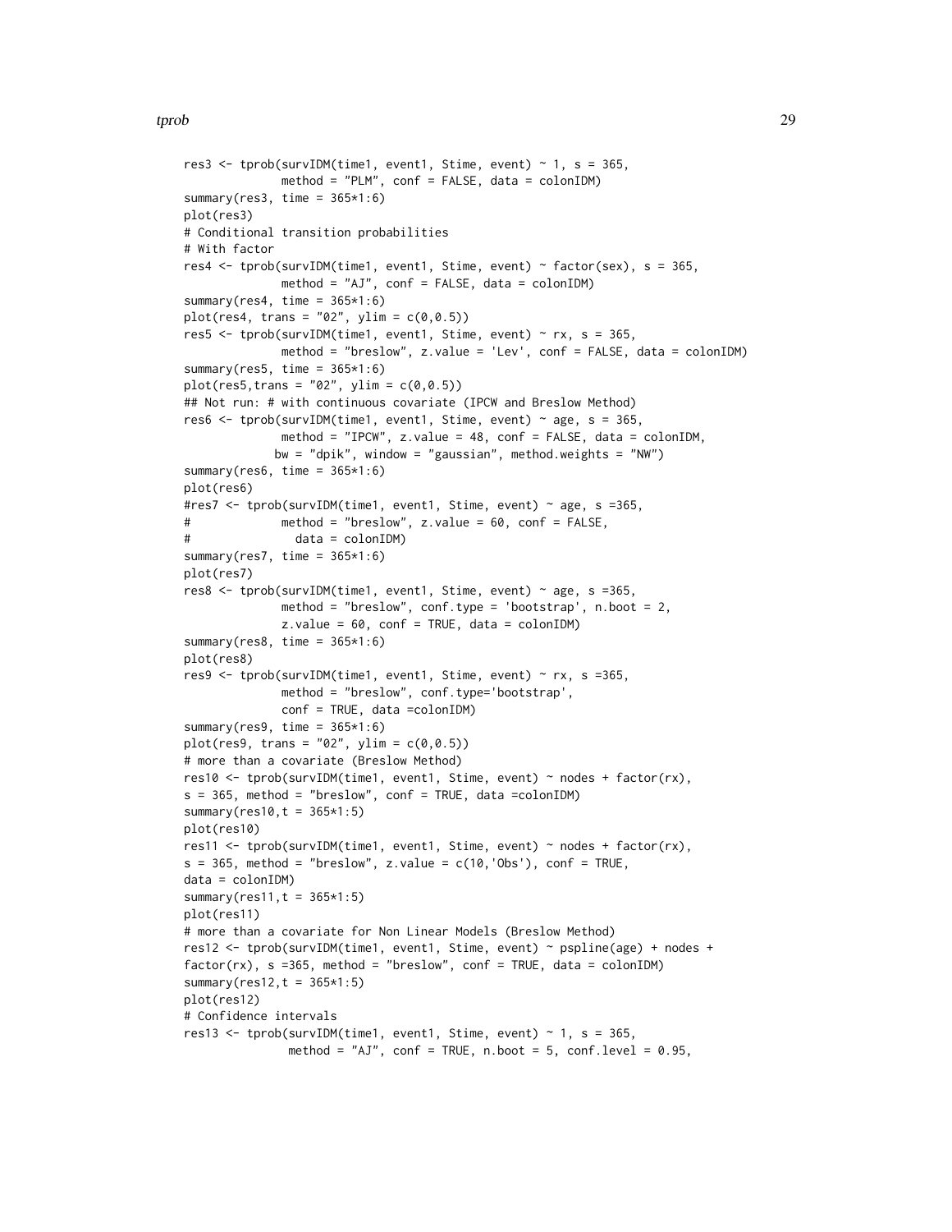```
res3 <- tprob(survIDM(time1, event1, Stime, event) ~ 1, s = 365,
              method = "PLM", conf = FALSE, data = colonIDM)
summary(res3, time = 365*1:6)
plot(res3)
# Conditional transition probabilities
# With factor
res4 <- tprob(survIDM(time1, event1, Stime, event) ~ factor(sex), s = 365,
              method = "AJ", conf = FALSE, data = colonIDM)
summary(res4, time = 365*1:6)
plot(res4, trans = "02", ylim = c(0,0.5))
res5 <- tprob(survIDM(time1, event1, Stime, event) ~ rx, s = 365,
              method = "breslow", z.value = 'Lev', conf = FALSE, data = colonIDM)
summary(res5, time = 365*1:6)
plot(res5,trans = "02", ylim = c(0,0.5))
## Not run: # with continuous covariate (IPCW and Breslow Method)
res6 <- tprob(survIDM(time1, event1, Stime, event) ~ age, s = 365,
              method = "IPCW", z.value = 48, conf = FALSE, data = colonIDM,
             bw = "dpik", window = "gaussian", method.weights = "NW")
summary(res6, time = 365*1:6)
plot(res6)
#res7 <- tprob(survIDM(time1, event1, Stime, event) ~ age, s =365,
#              method = "breslow", z.value = 60, conf = FALSE,
#                data = colonIDM)
summary(res7, time = 365*1:6)
plot(res7)
res8 <- tprob(survIDM(time1, event1, Stime, event) ~ age, s =365,
              method = "breslow", conf.type = 'bootstrap', n.boot = 2,
              z.value = 60, conf = TRUE, data = colonIDM)
summary(res8, time = 365*1:6)
plot(res8)
res9 <- tprob(survIDM(time1, event1, Stime, event) ~ rx, s =365,
              method = "breslow", conf.type='bootstrap',
              conf = TRUE, data =colonIDM)
summary(res9, time = 365*1:6)
plot(res9, trans = "02", ylim = c(0,0.5))
# more than a covariate (Breslow Method)
res10 <- tprob(survIDM(time1, event1, Stime, event) ~ nodes + factor(rx),
s = 365, method = "breslow", conf = TRUE, data =colonIDM)
summary(res10,t = 365*1:5)
plot(res10)
res11 <- tprob(survIDM(time1, event1, Stime, event) ~ nodes + factor(rx),
s = 365, method = "breslow", z.value = c(10,'Obs'), conf = TRUE,
data = colonIDM)
summary(res11,t = 365*1:5)
plot(res11)
# more than a covariate for Non Linear Models (Breslow Method)
res12 <- tprob(survIDM(time1, event1, Stime, event) ~ pspline(age) + nodes +
factor(rx), s =365, method = "breslow", conf = TRUE, data = colonIDM)
summary(res12,t = 365*1:5)
plot(res12)
# Confidence intervals
res13 <- tprob(survIDM(time1, event1, Stime, event) ~ 1, s = 365,
               method = "AJ", conf = TRUE, n.boot = 5, conf.level = 0.95,
```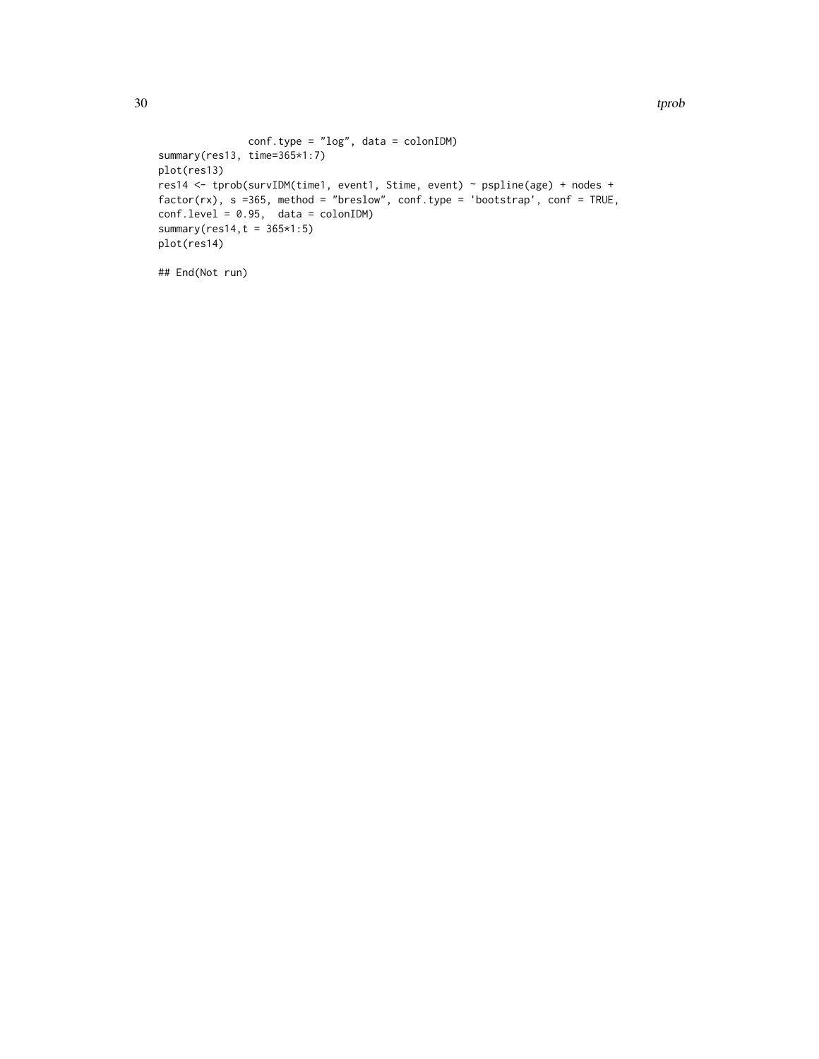```
                conf.type = "log", data = colonIDM)
summary(res13, time=365*1:7)
plot(res13)
res14 <- tprob(survIDM(time1, event1, Stime, event) ~ pspline(age) + nodes +
factor(rx), s =365, method = "breslow", conf.type = 'bootstrap', conf = TRUE,
conf.level = 0.95,  data = colonIDM)
summary(res14,t = 365*1:5)
plot(res14)

## End(Not run)
```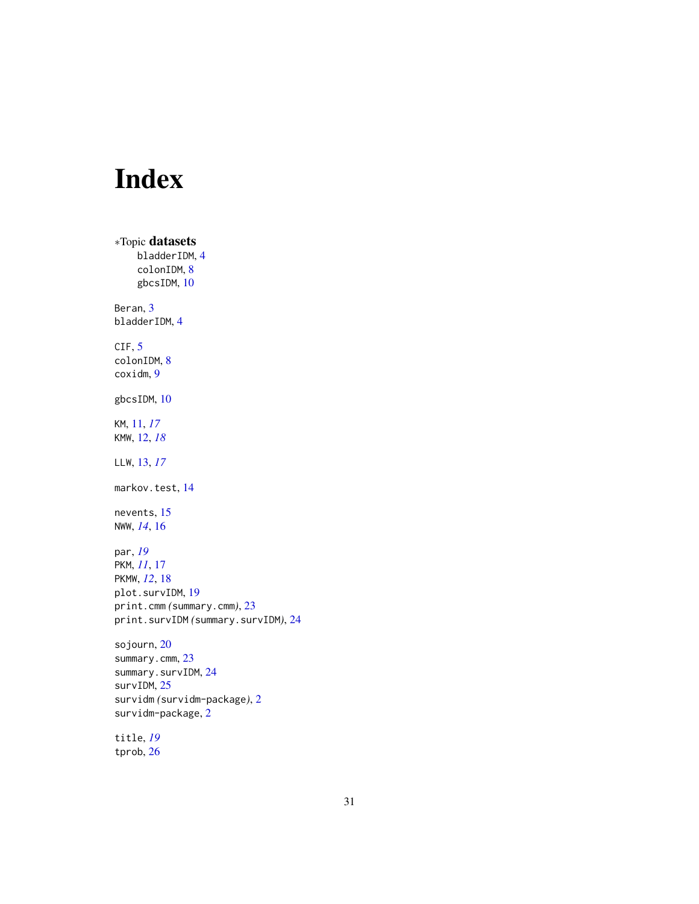# Index

*Topic **datasets**
- bladderIDM, 4
- colonIDM, 8
- gbcsIDM, 10

Beran, 3
bladderIDM, 4

CIF, 5
colonIDM, 8
coxidm, 9

gbcsIDM, 10

KM, 11, *17*
KMW, 12, *18*

LLW, 13, *17*

markov.test, 14

nevents, 15
NWW, *14*, 16

par, *19*
PKM, *11*, 17
PKMW, *12*, 18
plot.survIDM, 19
print.cmm *(*summary.cmm*)*, 23
print.survIDM *(*summary.survIDM*)*, 24

sojourn, 20
summary.cmm, 23
summary.survIDM, 24
survIDM, 25
survidm *(*survidm-package*)*, 2
survidm-package, 2

title, *19*
tprob, 26